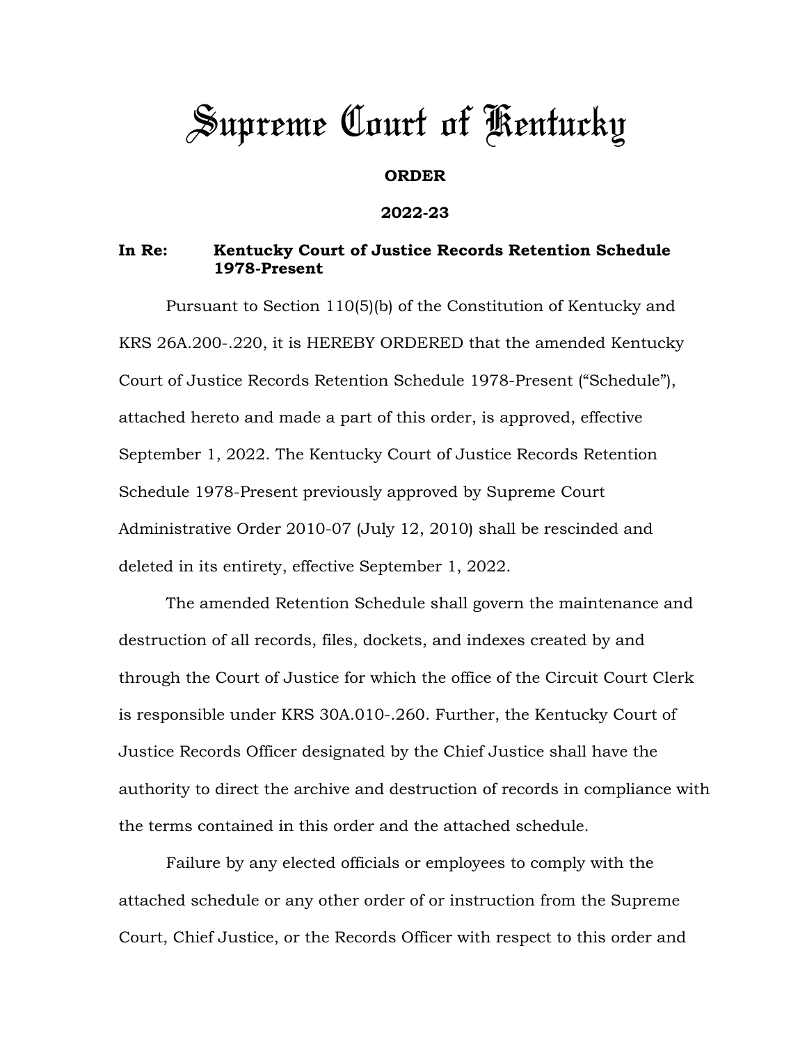# Supreme Court of Kentucky

**ORDER**

**2022-23**

**In Re: Kentucky Court of Justice Records Retention Schedule 1978-Present**

Pursuant to Section 110(5)(b) of the Constitution of Kentucky and KRS 26A.200-.220, it is HEREBY ORDERED that the amended Kentucky Court of Justice Records Retention Schedule 1978-Present ("Schedule"), attached hereto and made a part of this order, is approved, effective September 1, 2022. The Kentucky Court of Justice Records Retention Schedule 1978-Present previously approved by Supreme Court Administrative Order 2010-07 (July 12, 2010) shall be rescinded and deleted in its entirety, effective September 1, 2022.

The amended Retention Schedule shall govern the maintenance and destruction of all records, files, dockets, and indexes created by and through the Court of Justice for which the office of the Circuit Court Clerk is responsible under KRS 30A.010-.260. Further, the Kentucky Court of Justice Records Officer designated by the Chief Justice shall have the authority to direct the archive and destruction of records in compliance with the terms contained in this order and the attached schedule.

Failure by any elected officials or employees to comply with the attached schedule or any other order of or instruction from the Supreme Court, Chief Justice, or the Records Officer with respect to this order and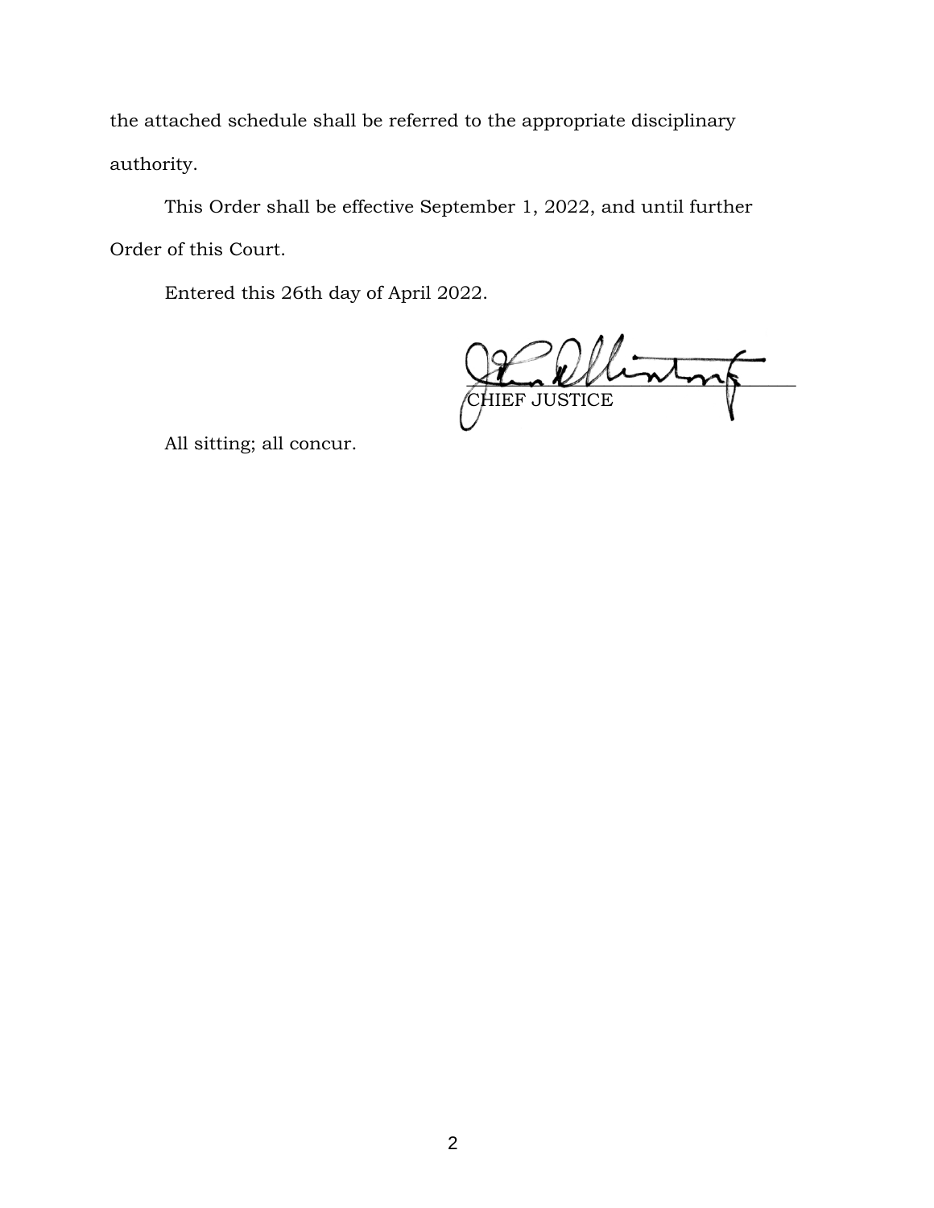the attached schedule shall be referred to the appropriate disciplinary authority.

This Order shall be effective September 1, 2022, and until further Order of this Court.

Entered this 26th day of April 2022.

CHIEF JUSTICE

All sitting; all concur.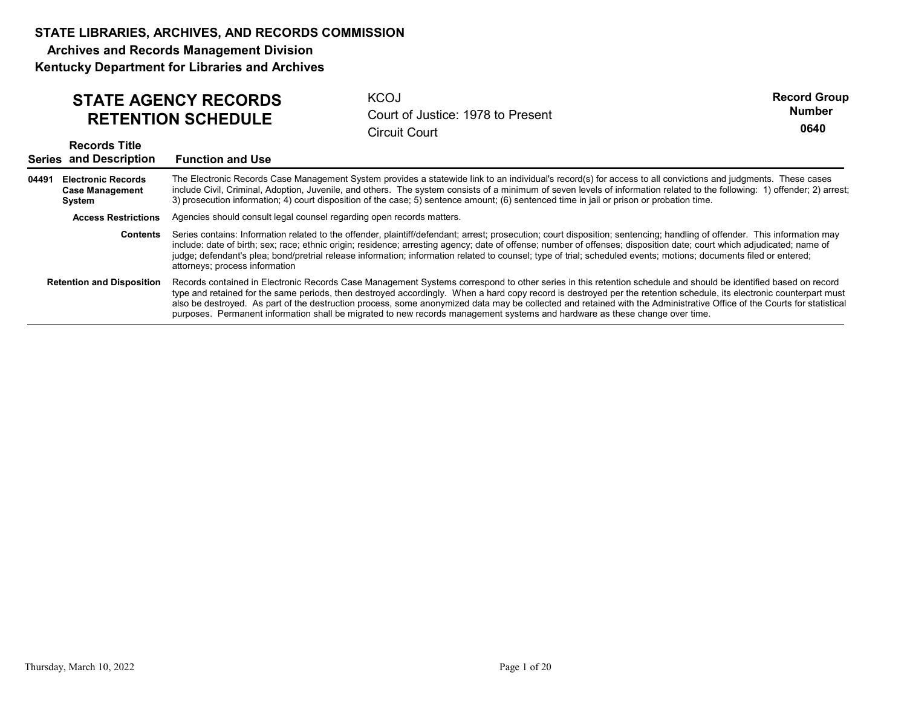**STATE LIBRARIES, ARCHIVES, AND RECORDS COMMISSION**

**Archives and Records Management Division**

**Kentucky Department for Libraries and Archives**

# STATE AGENCY RECORDS RETENTION SCHEDULE

KCOJ
Court of Justice: 1978 to Present
Circuit Court

**Record Group Number**
**0640**

| Series | Records Title and Description | Function and Use |
|---|---|---|
| **04491** | **Electronic Records Case Management System** | The Electronic Records Case Management System provides a statewide link to an individual's record(s) for access to all convictions and judgments. These cases include Civil, Criminal, Adoption, Juvenile, and others. The system consists of a minimum of seven levels of information related to the following: 1) offender; 2) arrest; 3) prosecution information; 4) court disposition of the case; 5) sentence amount; (6) sentenced time in jail or prison or probation time. |
| | **Access Restrictions** | Agencies should consult legal counsel regarding open records matters. |
| | **Contents** | Series contains: Information related to the offender, plaintiff/defendant; arrest; prosecution; court disposition; sentencing; handling of offender. This information may include: date of birth; sex; race; ethnic origin; residence; arresting agency; date of offense; number of offenses; disposition date; court which adjudicated; name of judge; defendant's plea; bond/pretrial release information; information related to counsel; type of trial; scheduled events; motions; documents filed or entered; attorneys; process information |
| | **Retention and Disposition** | Records contained in Electronic Records Case Management Systems correspond to other series in this retention schedule and should be identified based on record type and retained for the same periods, then destroyed accordingly. When a hard copy record is destroyed per the retention schedule, its electronic counterpart must also be destroyed. As part of the destruction process, some anonymized data may be collected and retained with the Administrative Office of the Courts for statistical purposes. Permanent information shall be migrated to new records management systems and hardware as these change over time. |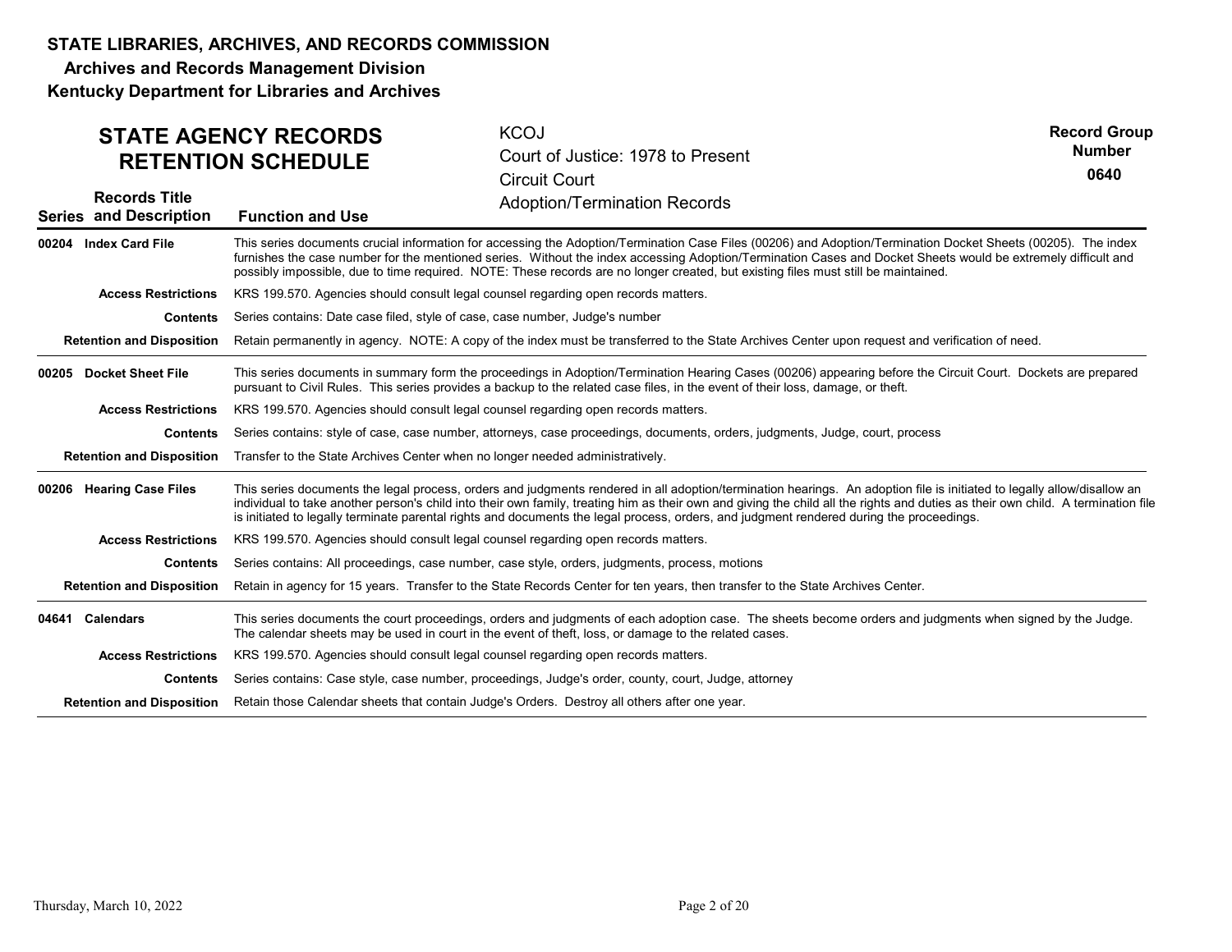**STATE LIBRARIES, ARCHIVES, AND RECORDS COMMISSION**

**Archives and Records Management Division**

**Kentucky Department for Libraries and Archives**

# STATE AGENCY RECORDS RETENTION SCHEDULE

KCOJ
Court of Justice: 1978 to Present
Circuit Court
Adoption/Termination Records

**Record Group Number**
**0640**

| Series | Records Title and Description | Function and Use |
|---|---|---|
| **00204** | **Index Card File** | This series documents crucial information for accessing the Adoption/Termination Case Files (00206) and Adoption/Termination Docket Sheets (00205). The index furnishes the case number for the mentioned series. Without the index accessing Adoption/Termination Cases and Docket Sheets would be extremely difficult and possibly impossible, due to time required. NOTE: These records are no longer created, but existing files must still be maintained. |
| | **Access Restrictions** | KRS 199.570. Agencies should consult legal counsel regarding open records matters. |
| | **Contents** | Series contains: Date case filed, style of case, case number, Judge's number |
| | **Retention and Disposition** | Retain permanently in agency. NOTE: A copy of the index must be transferred to the State Archives Center upon request and verification of need. |
| **00205** | **Docket Sheet File** | This series documents in summary form the proceedings in Adoption/Termination Hearing Cases (00206) appearing before the Circuit Court. Dockets are prepared pursuant to Civil Rules. This series provides a backup to the related case files, in the event of their loss, damage, or theft. |
| | **Access Restrictions** | KRS 199.570. Agencies should consult legal counsel regarding open records matters. |
| | **Contents** | Series contains: style of case, case number, attorneys, case proceedings, documents, orders, judgments, Judge, court, process |
| | **Retention and Disposition** | Transfer to the State Archives Center when no longer needed administratively. |
| **00206** | **Hearing Case Files** | This series documents the legal process, orders and judgments rendered in all adoption/termination hearings. An adoption file is initiated to legally allow/disallow an individual to take another person's child into their own family, treating him as their own and giving the child all the rights and duties as their own child. A termination file is initiated to legally terminate parental rights and documents the legal process, orders, and judgment rendered during the proceedings. |
| | **Access Restrictions** | KRS 199.570. Agencies should consult legal counsel regarding open records matters. |
| | **Contents** | Series contains: All proceedings, case number, case style, orders, judgments, process, motions |
| | **Retention and Disposition** | Retain in agency for 15 years. Transfer to the State Records Center for ten years, then transfer to the State Archives Center. |
| **04641** | **Calendars** | This series documents the court proceedings, orders and judgments of each adoption case. The sheets become orders and judgments when signed by the Judge. The calendar sheets may be used in court in the event of theft, loss, or damage to the related cases. |
| | **Access Restrictions** | KRS 199.570. Agencies should consult legal counsel regarding open records matters. |
| | **Contents** | Series contains: Case style, case number, proceedings, Judge's order, county, court, Judge, attorney |
| | **Retention and Disposition** | Retain those Calendar sheets that contain Judge's Orders. Destroy all others after one year. |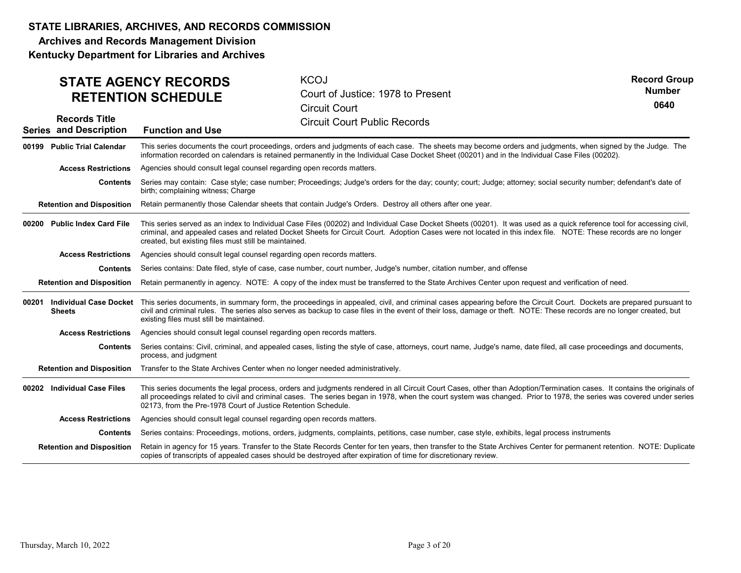**STATE LIBRARIES, ARCHIVES, AND RECORDS COMMISSION**
**Archives and Records Management Division**
**Kentucky Department for Libraries and Archives**

## STATE AGENCY RECORDS RETENTION SCHEDULE

KCOJ
Court of Justice: 1978 to Present
Circuit Court
Circuit Court Public Records

**Record Group Number 0640**

| Series | Records Title and Description | Function and Use |
|---|---|---|
| 00199 | **Public Trial Calendar** | This series documents the court proceedings, orders and judgments of each case. The sheets may become orders and judgments, when signed by the Judge. The information recorded on calendars is retained permanently in the Individual Case Docket Sheet (00201) and in the Individual Case Files (00202). |
| | **Access Restrictions** | Agencies should consult legal counsel regarding open records matters. |
| | **Contents** | Series may contain: Case style; case number; Proceedings; Judge's orders for the day; county; court; Judge; attorney; social security number; defendant's date of birth; complaining witness; Charge |
| | **Retention and Disposition** | Retain permanently those Calendar sheets that contain Judge's Orders. Destroy all others after one year. |
| 00200 | **Public Index Card File** | This series served as an index to Individual Case Files (00202) and Individual Case Docket Sheets (00201). It was used as a quick reference tool for accessing civil, criminal, and appealed cases and related Docket Sheets for Circuit Court. Adoption Cases were not located in this index file. NOTE: These records are no longer created, but existing files must still be maintained. |
| | **Access Restrictions** | Agencies should consult legal counsel regarding open records matters. |
| | **Contents** | Series contains: Date filed, style of case, case number, court number, Judge's number, citation number, and offense |
| | **Retention and Disposition** | Retain permanently in agency. NOTE: A copy of the index must be transferred to the State Archives Center upon request and verification of need. |
| 00201 | **Individual Case Docket Sheets** | This series documents, in summary form, the proceedings in appealed, civil, and criminal cases appearing before the Circuit Court. Dockets are prepared pursuant to civil and criminal rules. The series also serves as backup to case files in the event of their loss, damage or theft. NOTE: These records are no longer created, but existing files must still be maintained. |
| | **Access Restrictions** | Agencies should consult legal counsel regarding open records matters. |
| | **Contents** | Series contains: Civil, criminal, and appealed cases, listing the style of case, attorneys, court name, Judge's name, date filed, all case proceedings and documents, process, and judgment |
| | **Retention and Disposition** | Transfer to the State Archives Center when no longer needed administratively. |
| 00202 | **Individual Case Files** | This series documents the legal process, orders and judgments rendered in all Circuit Court Cases, other than Adoption/Termination cases. It contains the originals of all proceedings related to civil and criminal cases. The series began in 1978, when the court system was changed. Prior to 1978, the series was covered under series 02173, from the Pre-1978 Court of Justice Retention Schedule. |
| | **Access Restrictions** | Agencies should consult legal counsel regarding open records matters. |
| | **Contents** | Series contains: Proceedings, motions, orders, judgments, complaints, petitions, case number, case style, exhibits, legal process instruments |
| | **Retention and Disposition** | Retain in agency for 15 years. Transfer to the State Records Center for ten years, then transfer to the State Archives Center for permanent retention. NOTE: Duplicate copies of transcripts of appealed cases should be destroyed after expiration of time for discretionary review. |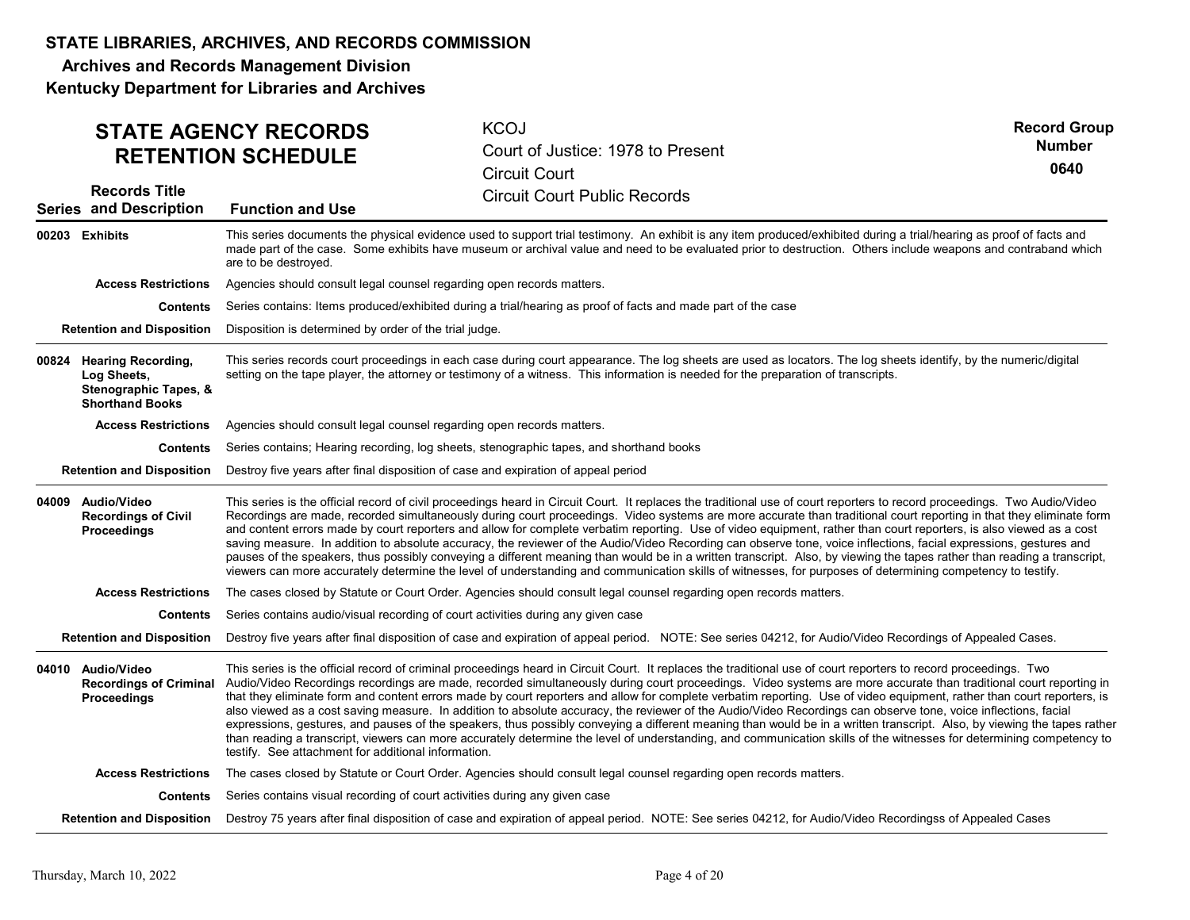**STATE LIBRARIES, ARCHIVES, AND RECORDS COMMISSION**
**Archives and Records Management Division**
**Kentucky Department for Libraries and Archives**

## STATE AGENCY RECORDS RETENTION SCHEDULE

KCOJ
Court of Justice: 1978 to Present
Circuit Court
Circuit Court Public Records

**Record Group Number**
**0640**

| Series | Records Title and Description | Function and Use |
|---|---|---|
| **00203** | **Exhibits** | This series documents the physical evidence used to support trial testimony. An exhibit is any item produced/exhibited during a trial/hearing as proof of facts and made part of the case. Some exhibits have museum or archival value and need to be evaluated prior to destruction. Others include weapons and contraband which are to be destroyed. |
| | **Access Restrictions** | Agencies should consult legal counsel regarding open records matters. |
| | **Contents** | Series contains: Items produced/exhibited during a trial/hearing as proof of facts and made part of the case |
| | **Retention and Disposition** | Disposition is determined by order of the trial judge. |
| **00824** | **Hearing Recording, Log Sheets, Stenographic Tapes, & Shorthand Books** | This series records court proceedings in each case during court appearance. The log sheets are used as locators. The log sheets identify, by the numeric/digital setting on the tape player, the attorney or testimony of a witness. This information is needed for the preparation of transcripts. |
| | **Access Restrictions** | Agencies should consult legal counsel regarding open records matters. |
| | **Contents** | Series contains; Hearing recording, log sheets, stenographic tapes, and shorthand books |
| | **Retention and Disposition** | Destroy five years after final disposition of case and expiration of appeal period |
| **04009** | **Audio/Video Recordings of Civil Proceedings** | This series is the official record of civil proceedings heard in Circuit Court. It replaces the traditional use of court reporters to record proceedings. Two Audio/Video Recordings are made, recorded simultaneously during court proceedings. Video systems are more accurate than traditional court reporting in that they eliminate form and content errors made by court reporters and allow for complete verbatim reporting. Use of video equipment, rather than court reporters, is also viewed as a cost saving measure. In addition to absolute accuracy, the reviewer of the Audio/Video Recording can observe tone, voice inflections, facial expressions, gestures and pauses of the speakers, thus possibly conveying a different meaning than would be in a written transcript. Also, by viewing the tapes rather than reading a transcript, viewers can more accurately determine the level of understanding and communication skills of witnesses, for purposes of determining competency to testify. |
| | **Access Restrictions** | The cases closed by Statute or Court Order. Agencies should consult legal counsel regarding open records matters. |
| | **Contents** | Series contains audio/visual recording of court activities during any given case |
| | **Retention and Disposition** | Destroy five years after final disposition of case and expiration of appeal period. NOTE: See series 04212, for Audio/Video Recordings of Appealed Cases. |
| **04010** | **Audio/Video Recordings of Criminal Proceedings** | This series is the official record of criminal proceedings heard in Circuit Court. It replaces the traditional use of court reporters to record proceedings. Two Audio/Video Recordings recordings are made, recorded simultaneously during court proceedings. Video systems are more accurate than traditional court reporting in that they eliminate form and content errors made by court reporters and allow for complete verbatim reporting. Use of video equipment, rather than court reporters, is also viewed as a cost saving measure. In addition to absolute accuracy, the reviewer of the Audio/Video Recordings can observe tone, voice inflections, facial expressions, gestures, and pauses of the speakers, thus possibly conveying a different meaning than would be in a written transcript. Also, by viewing the tapes rather than reading a transcript, viewers can more accurately determine the level of understanding, and communication skills of the witnesses for determining competency to testify. See attachment for additional information. |
| | **Access Restrictions** | The cases closed by Statute or Court Order. Agencies should consult legal counsel regarding open records matters. |
| | **Contents** | Series contains visual recording of court activities during any given case |
| | **Retention and Disposition** | Destroy 75 years after final disposition of case and expiration of appeal period. NOTE: See series 04212, for Audio/Video Recordingss of Appealed Cases |

Thursday, March 10, 2022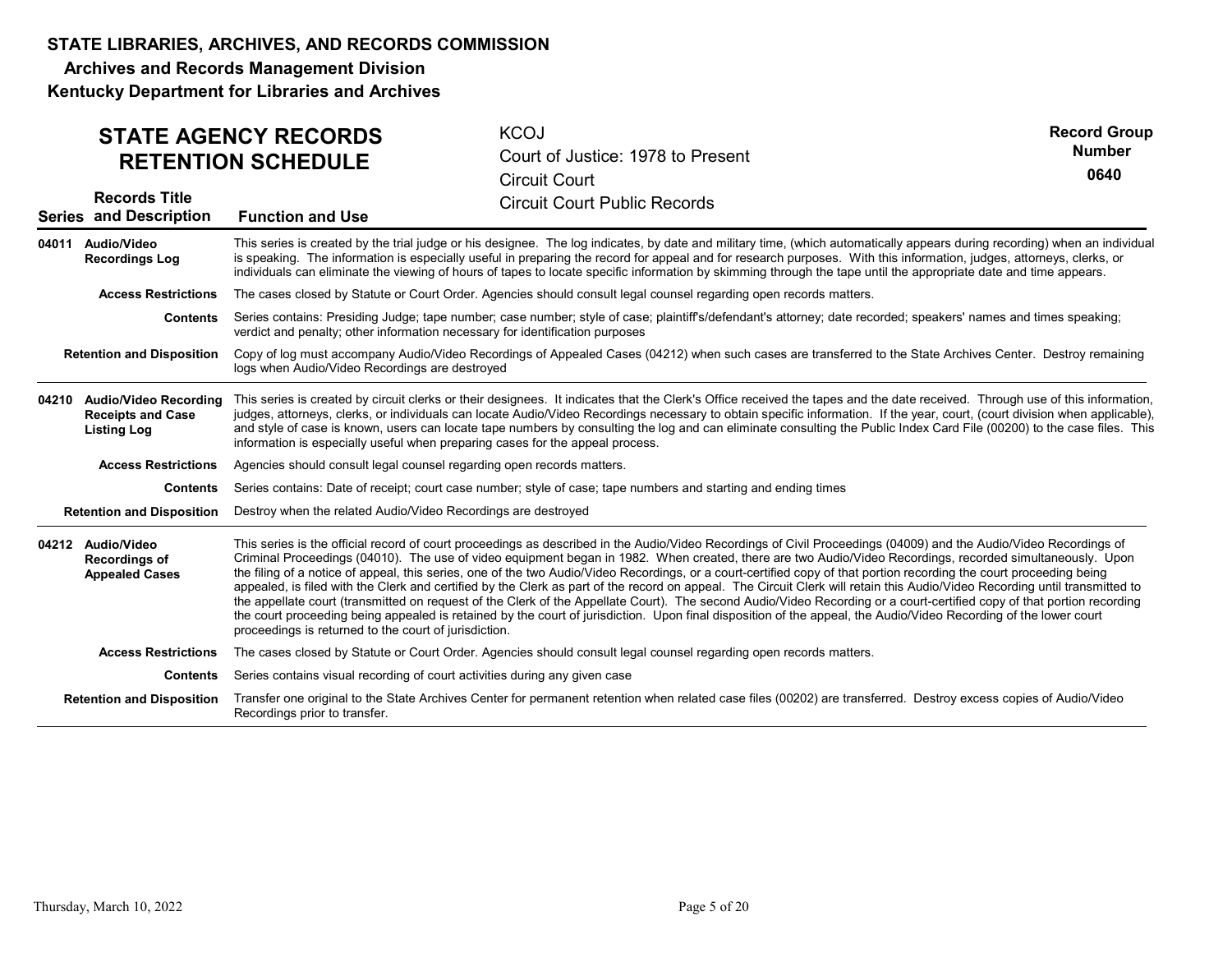**STATE LIBRARIES, ARCHIVES, AND RECORDS COMMISSION**
**Archives and Records Management Division**
**Kentucky Department for Libraries and Archives**

## STATE AGENCY RECORDS RETENTION SCHEDULE

KCOJ
Court of Justice: 1978 to Present
Circuit Court
Circuit Court Public Records

**Record Group Number**
**0640**

| Series | Records Title and Description | Function and Use |
|---|---|---|
| **04011** | **Audio/Video Recordings Log** | This series is created by the trial judge or his designee. The log indicates, by date and military time, (which automatically appears during recording) when an individual is speaking. The information is especially useful in preparing the record for appeal and for research purposes. With this information, judges, attorneys, clerks, or individuals can eliminate the viewing of hours of tapes to locate specific information by skimming through the tape until the appropriate date and time appears. |
| | **Access Restrictions** | The cases closed by Statute or Court Order. Agencies should consult legal counsel regarding open records matters. |
| | **Contents** | Series contains: Presiding Judge; tape number; case number; style of case; plaintiff's/defendant's attorney; date recorded; speakers' names and times speaking; verdict and penalty; other information necessary for identification purposes |
| | **Retention and Disposition** | Copy of log must accompany Audio/Video Recordings of Appealed Cases (04212) when such cases are transferred to the State Archives Center. Destroy remaining logs when Audio/Video Recordings are destroyed |
| **04210** | **Audio/Video Recording Receipts and Case Listing Log** | This series is created by circuit clerks or their designees. It indicates that the Clerk's Office received the tapes and the date received. Through use of this information, judges, attorneys, clerks, or individuals can locate Audio/Video Recordings necessary to obtain specific information. If the year, court, (court division when applicable), and style of case is known, users can locate tape numbers by consulting the log and can eliminate consulting the Public Index Card File (00200) to the case files. This information is especially useful when preparing cases for the appeal process. |
| | **Access Restrictions** | Agencies should consult legal counsel regarding open records matters. |
| | **Contents** | Series contains: Date of receipt; court case number; style of case; tape numbers and starting and ending times |
| | **Retention and Disposition** | Destroy when the related Audio/Video Recordings are destroyed |
| **04212** | **Audio/Video Recordings of Appealed Cases** | This series is the official record of court proceedings as described in the Audio/Video Recordings of Civil Proceedings (04009) and the Audio/Video Recordings of Criminal Proceedings (04010). The use of video equipment began in 1982. When created, there are two Audio/Video Recordings, recorded simultaneously. Upon the filing of a notice of appeal, this series, one of the two Audio/Video Recordings, or a court-certified copy of that portion recording the court proceeding being appealed, is filed with the Clerk and certified by the Clerk as part of the record on appeal. The Circuit Clerk will retain this Audio/Video Recording until transmitted to the appellate court (transmitted on request of the Clerk of the Appellate Court). The second Audio/Video Recording or a court-certified copy of that portion recording the court proceeding being appealed is retained by the court of jurisdiction. Upon final disposition of the appeal, the Audio/Video Recording of the lower court proceedings is returned to the court of jurisdiction. |
| | **Access Restrictions** | The cases closed by Statute or Court Order. Agencies should consult legal counsel regarding open records matters. |
| | **Contents** | Series contains visual recording of court activities during any given case |
| | **Retention and Disposition** | Transfer one original to the State Archives Center for permanent retention when related case files (00202) are transferred. Destroy excess copies of Audio/Video Recordings prior to transfer. |

Thursday, March 10, 2022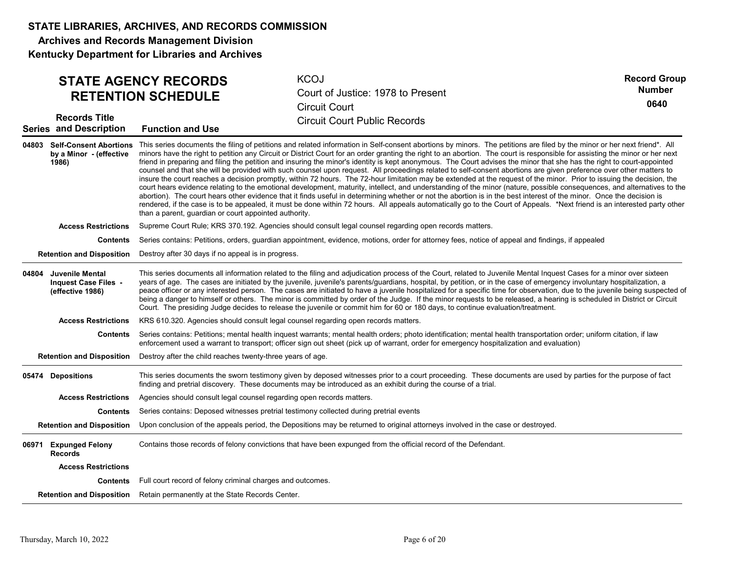**STATE LIBRARIES, ARCHIVES, AND RECORDS COMMISSION**

**Archives and Records Management Division**

**Kentucky Department for Libraries and Archives**

## STATE AGENCY RECORDS RETENTION SCHEDULE

KCOJ
Court of Justice: 1978 to Present
Circuit Court
Circuit Court Public Records

**Record Group Number 0640**

| Series | Records Title and Description | Function and Use |
|---|---|---|
| 04803 | **Self-Consent Abortions by a Minor - (effective 1986)** | This series documents the filing of petitions and related information in Self-consent abortions by minors. The petitions are filed by the minor or her next friend*. All minors have the right to petition any Circuit or District Court for an order granting the right to an abortion. The court is responsible for assisting the minor or her next friend in preparing and filing the petition and insuring the minor's identity is kept anonymous. The Court advises the minor that she has the right to court-appointed counsel and that she will be provided with such counsel upon request. All proceedings related to self-consent abortions are given preference over other matters to insure the court reaches a decision promptly, within 72 hours. The 72-hour limitation may be extended at the request of the minor. Prior to issuing the decision, the court hears evidence relating to the emotional development, maturity, intellect, and understanding of the minor (nature, possible consequences, and alternatives to the abortion). The court hears other evidence that it finds useful in determining whether or not the abortion is in the best interest of the minor. Once the decision is rendered, if the case is to be appealed, it must be done within 72 hours. All appeals automatically go to the Court of Appeals. *Next friend is an interested party other than a parent, guardian or court appointed authority. |
| | **Access Restrictions** | Supreme Court Rule; KRS 370.192. Agencies should consult legal counsel regarding open records matters. |
| | **Contents** | Series contains: Petitions, orders, guardian appointment, evidence, motions, order for attorney fees, notice of appeal and findings, if appealed |
| | **Retention and Disposition** | Destroy after 30 days if no appeal is in progress. |
| 04804 | **Juvenile Mental Inquest Case Files - (effective 1986)** | This series documents all information related to the filing and adjudication process of the Court, related to Juvenile Mental Inquest Cases for a minor over sixteen years of age. The cases are initiated by the juvenile, juvenile's parents/guardians, hospital, by petition, or in the case of emergency involuntary hospitalization, a peace officer or any interested person. The cases are initiated to have a juvenile hospitalized for a specific time for observation, due to the juvenile being suspected of being a danger to himself or others. The minor is committed by order of the Judge. If the minor requests to be released, a hearing is scheduled in District or Circuit Court. The presiding Judge decides to release the juvenile or commit him for 60 or 180 days, to continue evaluation/treatment. |
| | **Access Restrictions** | KRS 610.320. Agencies should consult legal counsel regarding open records matters. |
| | **Contents** | Series contains: Petitions; mental health inquest warrants; mental health orders; photo identification; mental health transportation order; uniform citation, if law enforcement used a warrant to transport; officer sign out sheet (pick up of warrant, order for emergency hospitalization and evaluation) |
| | **Retention and Disposition** | Destroy after the child reaches twenty-three years of age. |
| 05474 | **Depositions** | This series documents the sworn testimony given by deposed witnesses prior to a court proceeding. These documents are used by parties for the purpose of fact finding and pretrial discovery. These documents may be introduced as an exhibit during the course of a trial. |
| | **Access Restrictions** | Agencies should consult legal counsel regarding open records matters. |
| | **Contents** | Series contains: Deposed witnesses pretrial testimony collected during pretrial events |
| | **Retention and Disposition** | Upon conclusion of the appeals period, the Depositions may be returned to original attorneys involved in the case or destroyed. |
| 06971 | **Expunged Felony Records** | Contains those records of felony convictions that have been expunged from the official record of the Defendant. |
| | **Access Restrictions** | |
| | **Contents** | Full court record of felony criminal charges and outcomes. |
| | **Retention and Disposition** | Retain permanently at the State Records Center. |

Thursday, March 10, 2022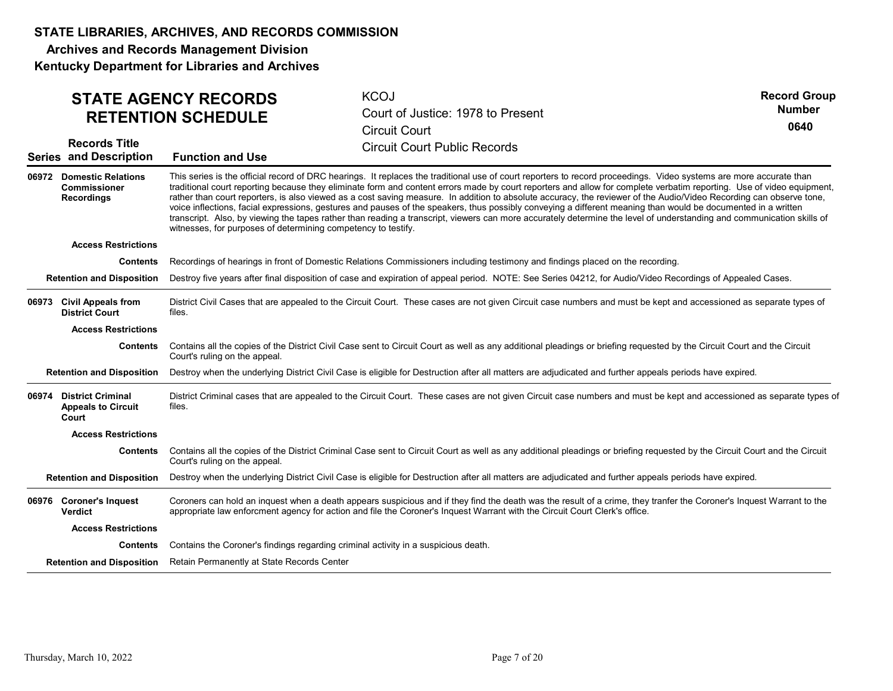# STATE LIBRARIES, ARCHIVES, AND RECORDS COMMISSION

## Archives and Records Management Division

## Kentucky Department for Libraries and Archives

## STATE AGENCY RECORDS RETENTION SCHEDULE

KCOJ
Court of Justice: 1978 to Present
Circuit Court
Circuit Court Public Records

**Record Group Number** 0640

| Series | Records Title and Description | Function and Use |
|---|---|---|
| **06972** | **Domestic Relations Commissioner Recordings** | This series is the official record of DRC hearings. It replaces the traditional use of court reporters to record proceedings. Video systems are more accurate than traditional court reporting because they eliminate form and content errors made by court reporters and allow for complete verbatim reporting. Use of video equipment, rather than court reporters, is also viewed as a cost saving measure. In addition to absolute accuracy, the reviewer of the Audio/Video Recording can observe tone, voice inflections, facial expressions, gestures and pauses of the speakers, thus possibly conveying a different meaning than would be documented in a written transcript. Also, by viewing the tapes rather than reading a transcript, viewers can more accurately determine the level of understanding and communication skills of witnesses, for purposes of determining competency to testify. |
| | **Access Restrictions** | |
| | **Contents** | Recordings of hearings in front of Domestic Relations Commissioners including testimony and findings placed on the recording. |
| | **Retention and Disposition** | Destroy five years after final disposition of case and expiration of appeal period. NOTE: See Series 04212, for Audio/Video Recordings of Appealed Cases. |
| **06973** | **Civil Appeals from District Court** | District Civil Cases that are appealed to the Circuit Court. These cases are not given Circuit case numbers and must be kept and accessioned as separate types of files. |
| | **Access Restrictions** | |
| | **Contents** | Contains all the copies of the District Civil Case sent to Circuit Court as well as any additional pleadings or briefing requested by the Circuit Court and the Circuit Court's ruling on the appeal. |
| | **Retention and Disposition** | Destroy when the underlying District Civil Case is eligible for Destruction after all matters are adjudicated and further appeals periods have expired. |
| **06974** | **District Criminal Appeals to Circuit Court** | District Criminal cases that are appealed to the Circuit Court. These cases are not given Circuit case numbers and must be kept and accessioned as separate types of files. |
| | **Access Restrictions** | |
| | **Contents** | Contains all the copies of the District Criminal Case sent to Circuit Court as well as any additional pleadings or briefing requested by the Circuit Court and the Circuit Court's ruling on the appeal. |
| | **Retention and Disposition** | Destroy when the underlying District Civil Case is eligible for Destruction after all matters are adjudicated and further appeals periods have expired. |
| **06976** | **Coroner's Inquest Verdict** | Coroners can hold an inquest when a death appears suspicious and if they find the death was the result of a crime, they tranfer the Coroner's Inquest Warrant to the appropriate law enforcment agency for action and file the Coroner's Inquest Warrant with the Circuit Court Clerk's office. |
| | **Access Restrictions** | |
| | **Contents** | Contains the Coroner's findings regarding criminal activity in a suspicious death. |
| | **Retention and Disposition** | Retain Permanently at State Records Center |

Thursday, March 10, 2022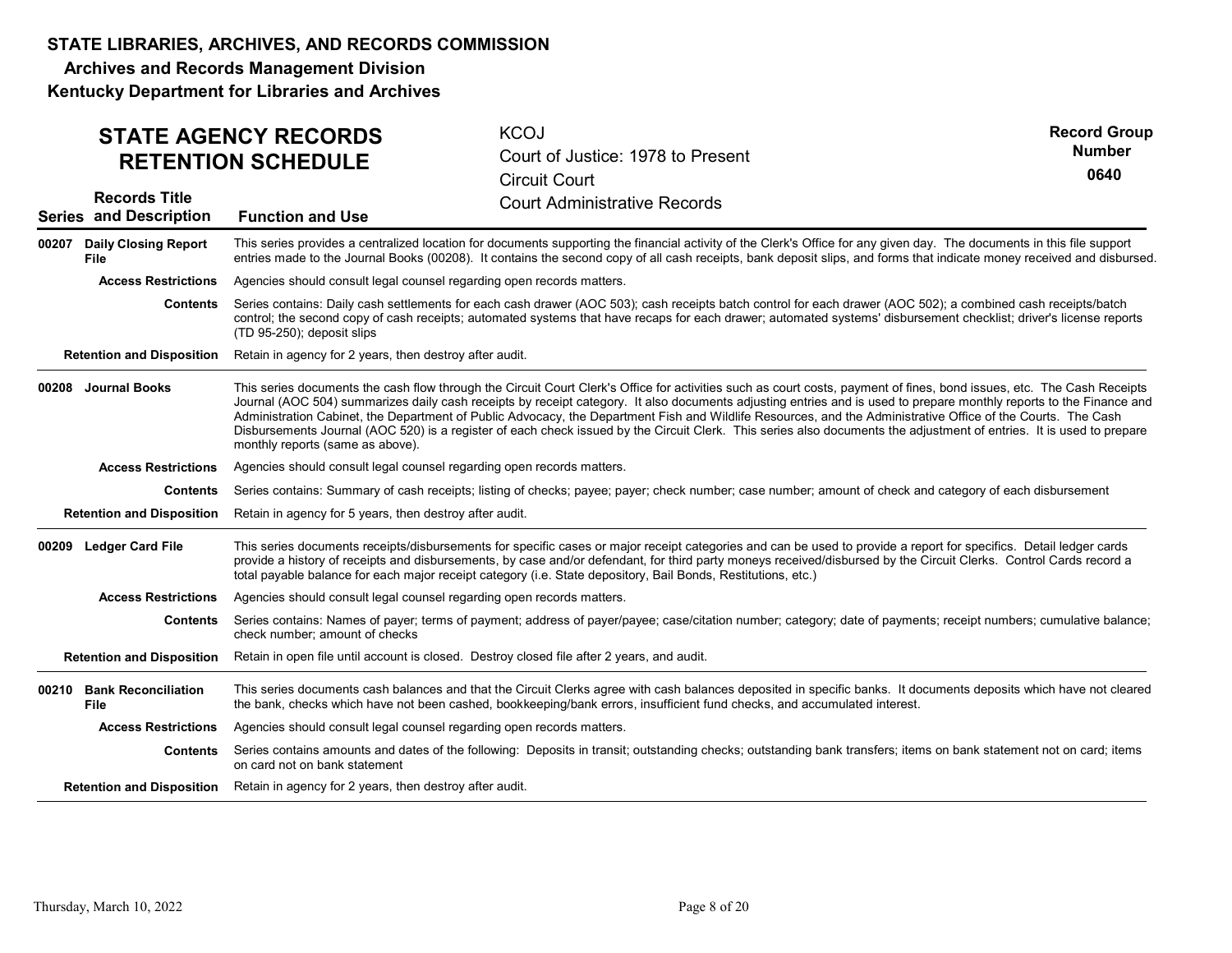# STATE LIBRARIES, ARCHIVES, AND RECORDS COMMISSION

**Archives and Records Management Division**

**Kentucky Department for Libraries and Archives**

## STATE AGENCY RECORDS RETENTION SCHEDULE

KCOJ
Court of Justice: 1978 to Present
Circuit Court
Court Administrative Records

**Record Group Number 0640**

| Series | Records Title and Description | Function and Use |
|---|---|---|
| **00207** | **Daily Closing Report File** | This series provides a centralized location for documents supporting the financial activity of the Clerk's Office for any given day. The documents in this file support entries made to the Journal Books (00208). It contains the second copy of all cash receipts, bank deposit slips, and forms that indicate money received and disbursed. |
| | **Access Restrictions** | Agencies should consult legal counsel regarding open records matters. |
| | **Contents** | Series contains: Daily cash settlements for each cash drawer (AOC 503); cash receipts batch control for each drawer (AOC 502); a combined cash receipts/batch control; the second copy of cash receipts; automated systems that have recaps for each drawer; automated systems' disbursement checklist; driver's license reports (TD 95-250); deposit slips |
| | **Retention and Disposition** | Retain in agency for 2 years, then destroy after audit. |
| **00208** | **Journal Books** | This series documents the cash flow through the Circuit Court Clerk's Office for activities such as court costs, payment of fines, bond issues, etc. The Cash Receipts Journal (AOC 504) summarizes daily cash receipts by receipt category. It also documents adjusting entries and is used to prepare monthly reports to the Finance and Administration Cabinet, the Department of Public Advocacy, the Department Fish and Wildlife Resources, and the Administrative Office of the Courts. The Cash Disbursements Journal (AOC 520) is a register of each check issued by the Circuit Clerk. This series also documents the adjustment of entries. It is used to prepare monthly reports (same as above). |
| | **Access Restrictions** | Agencies should consult legal counsel regarding open records matters. |
| | **Contents** | Series contains: Summary of cash receipts; listing of checks; payee; payer; check number; case number; amount of check and category of each disbursement |
| | **Retention and Disposition** | Retain in agency for 5 years, then destroy after audit. |
| **00209** | **Ledger Card File** | This series documents receipts/disbursements for specific cases or major receipt categories and can be used to provide a report for specifics. Detail ledger cards provide a history of receipts and disbursements, by case and/or defendant, for third party moneys received/disbursed by the Circuit Clerks. Control Cards record a total payable balance for each major receipt category (i.e. State depository, Bail Bonds, Restitutions, etc.) |
| | **Access Restrictions** | Agencies should consult legal counsel regarding open records matters. |
| | **Contents** | Series contains: Names of payer; terms of payment; address of payer/payee; case/citation number; category; date of payments; receipt numbers; cumulative balance; check number; amount of checks |
| | **Retention and Disposition** | Retain in open file until account is closed. Destroy closed file after 2 years, and audit. |
| **00210** | **Bank Reconciliation File** | This series documents cash balances and that the Circuit Clerks agree with cash balances deposited in specific banks. It documents deposits which have not cleared the bank, checks which have not been cashed, bookkeeping/bank errors, insufficient fund checks, and accumulated interest. |
| | **Access Restrictions** | Agencies should consult legal counsel regarding open records matters. |
| | **Contents** | Series contains amounts and dates of the following: Deposits in transit; outstanding checks; outstanding bank transfers; items on bank statement not on card; items on card not on bank statement |
| | **Retention and Disposition** | Retain in agency for 2 years, then destroy after audit. |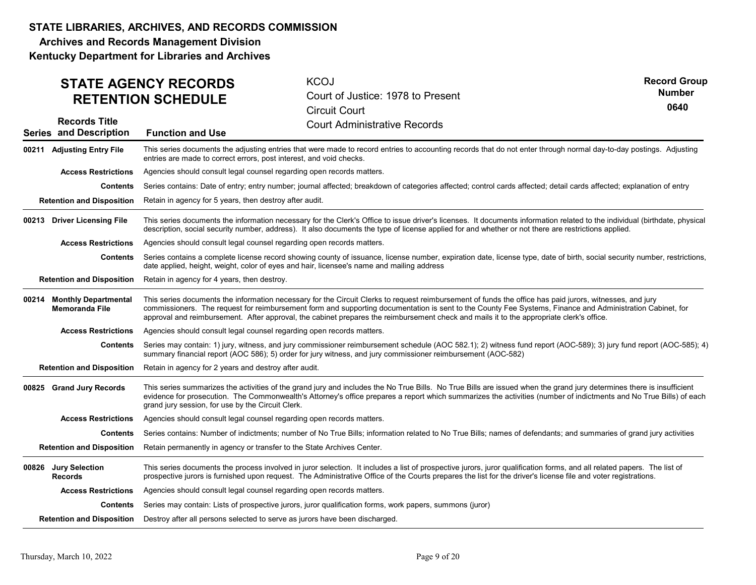# STATE LIBRARIES, ARCHIVES, AND RECORDS COMMISSION

**Archives and Records Management Division**

**Kentucky Department for Libraries and Archives**

## STATE AGENCY RECORDS RETENTION SCHEDULE

KCOJ
Court of Justice: 1978 to Present
Circuit Court
Court Administrative Records

**Record Group Number 0640**

| Series | Records Title and Description | Function and Use |
|---|---|---|
| 00211 | **Adjusting Entry File** | This series documents the adjusting entries that were made to record entries to accounting records that do not enter through normal day-to-day postings. Adjusting entries are made to correct errors, post interest, and void checks. |
| | **Access Restrictions** | Agencies should consult legal counsel regarding open records matters. |
| | **Contents** | Series contains: Date of entry; entry number; journal affected; breakdown of categories affected; control cards affected; detail cards affected; explanation of entry |
| | **Retention and Disposition** | Retain in agency for 5 years, then destroy after audit. |
| 00213 | **Driver Licensing File** | This series documents the information necessary for the Clerk's Office to issue driver's licenses. It documents information related to the individual (birthdate, physical description, social security number, address). It also documents the type of license applied for and whether or not there are restrictions applied. |
| | **Access Restrictions** | Agencies should consult legal counsel regarding open records matters. |
| | **Contents** | Series contains a complete license record showing county of issuance, license number, expiration date, license type, date of birth, social security number, restrictions, date applied, height, weight, color of eyes and hair, licensee's name and mailing address |
| | **Retention and Disposition** | Retain in agency for 4 years, then destroy. |
| 00214 | **Monthly Departmental Memoranda File** | This series documents the information necessary for the Circuit Clerks to request reimbursement of funds the office has paid jurors, witnesses, and jury commissioners. The request for reimbursement form and supporting documentation is sent to the County Fee Systems, Finance and Administration Cabinet, for approval and reimbursement. After approval, the cabinet prepares the reimbursement check and mails it to the appropriate clerk's office. |
| | **Access Restrictions** | Agencies should consult legal counsel regarding open records matters. |
| | **Contents** | Series may contain: 1) jury, witness, and jury commissioner reimbursement schedule (AOC 582.1); 2) witness fund report (AOC-589); 3) jury fund report (AOC-585); 4) summary financial report (AOC 586); 5) order for jury witness, and jury commissioner reimbursement (AOC-582) |
| | **Retention and Disposition** | Retain in agency for 2 years and destroy after audit. |
| 00825 | **Grand Jury Records** | This series summarizes the activities of the grand jury and includes the No True Bills. No True Bills are issued when the grand jury determines there is insufficient evidence for prosecution. The Commonwealth's Attorney's office prepares a report which summarizes the activities (number of indictments and No True Bills) of each grand jury session, for use by the Circuit Clerk. |
| | **Access Restrictions** | Agencies should consult legal counsel regarding open records matters. |
| | **Contents** | Series contains: Number of indictments; number of No True Bills; information related to No True Bills; names of defendants; and summaries of grand jury activities |
| | **Retention and Disposition** | Retain permanently in agency or transfer to the State Archives Center. |
| 00826 | **Jury Selection Records** | This series documents the process involved in juror selection. It includes a list of prospective jurors, juror qualification forms, and all related papers. The list of prospective jurors is furnished upon request. The Administrative Office of the Courts prepares the list for the driver's license file and voter registrations. |
| | **Access Restrictions** | Agencies should consult legal counsel regarding open records matters. |
| | **Contents** | Series may contain: Lists of prospective jurors, juror qualification forms, work papers, summons (juror) |
| | **Retention and Disposition** | Destroy after all persons selected to serve as jurors have been discharged. |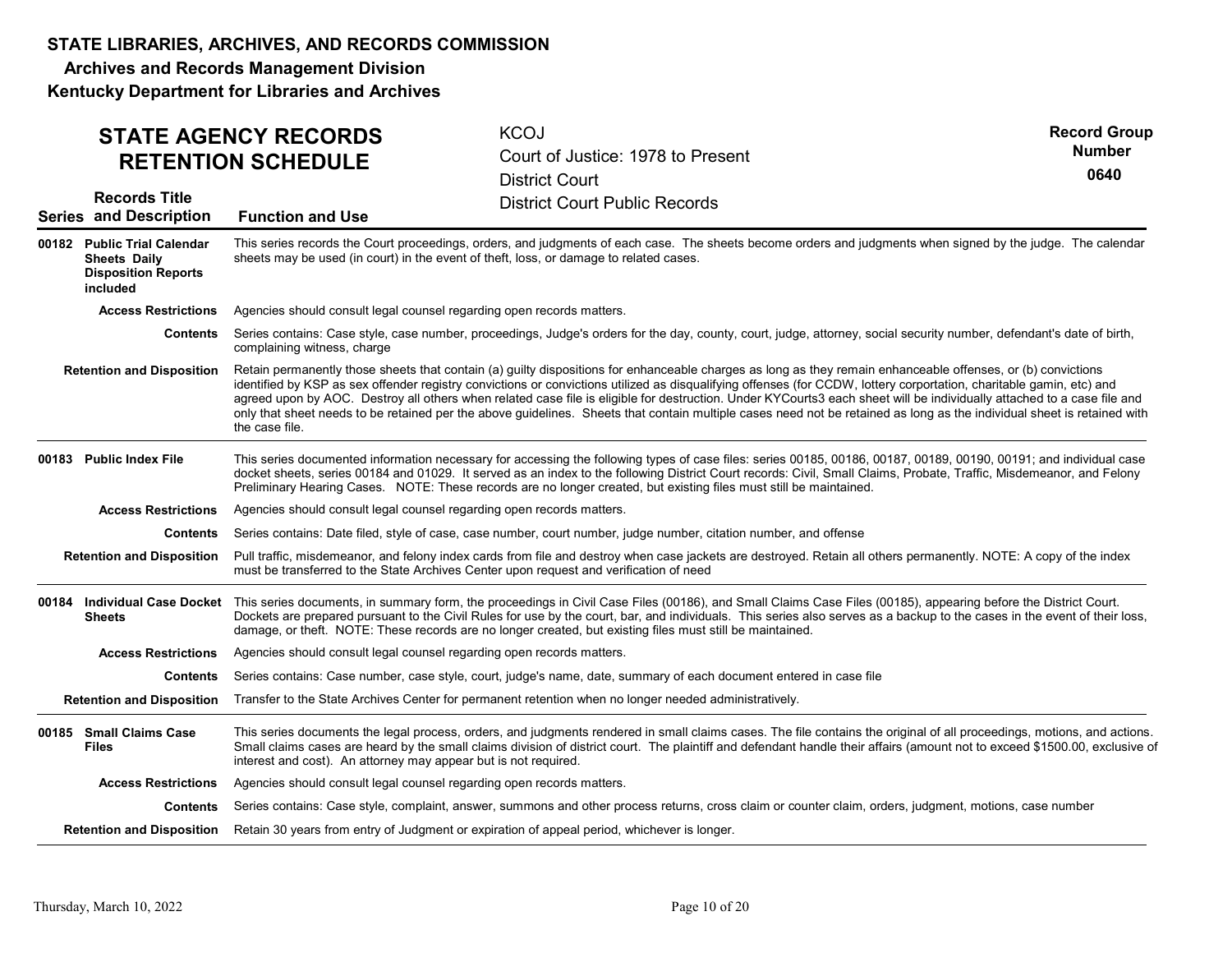## STATE LIBRARIES, ARCHIVES, AND RECORDS COMMISSION

**Archives and Records Management Division**

**Kentucky Department for Libraries and Archives**

# STATE AGENCY RECORDS RETENTION SCHEDULE

KCOJ
Court of Justice: 1978 to Present
District Court
District Court Public Records

**Record Group Number 0640**

| Series | Records Title and Description | Function and Use |
|---|---|---|
| **00182** | **Public Trial Calendar Sheets Daily Disposition Reports included** | This series records the Court proceedings, orders, and judgments of each case. The sheets become orders and judgments when signed by the judge. The calendar sheets may be used (in court) in the event of theft, loss, or damage to related cases. |
| | **Access Restrictions** | Agencies should consult legal counsel regarding open records matters. |
| | **Contents** | Series contains: Case style, case number, proceedings, Judge's orders for the day, county, court, judge, attorney, social security number, defendant's date of birth, complaining witness, charge |
| | **Retention and Disposition** | Retain permanently those sheets that contain (a) guilty dispositions for enhanceable charges as long as they remain enhanceable offenses, or (b) convictions identified by KSP as sex offender registry convictions or convictions utilized as disqualifying offenses (for CCDW, lottery corportation, charitable gamin, etc) and agreed upon by AOC. Destroy all others when related case file is eligible for destruction. Under KYCourts3 each sheet will be individually attached to a case file and only that sheet needs to be retained per the above guidelines. Sheets that contain multiple cases need not be retained as long as the individual sheet is retained with the case file. |
| **00183** | **Public Index File** | This series documented information necessary for accessing the following types of case files: series 00185, 00186, 00187, 00189, 00190, 00191; and individual case docket sheets, series 00184 and 01029. It served as an index to the following District Court records: Civil, Small Claims, Probate, Traffic, Misdemeanor, and Felony Preliminary Hearing Cases. NOTE: These records are no longer created, but existing files must still be maintained. |
| | **Access Restrictions** | Agencies should consult legal counsel regarding open records matters. |
| | **Contents** | Series contains: Date filed, style of case, case number, court number, judge number, citation number, and offense |
| | **Retention and Disposition** | Pull traffic, misdemeanor, and felony index cards from file and destroy when case jackets are destroyed. Retain all others permanently. NOTE: A copy of the index must be transferred to the State Archives Center upon request and verification of need |
| **00184** | **Individual Case Docket Sheets** | This series documents, in summary form, the proceedings in Civil Case Files (00186), and Small Claims Case Files (00185), appearing before the District Court. Dockets are prepared pursuant to the Civil Rules for use by the court, bar, and individuals. This series also serves as a backup to the cases in the event of their loss, damage, or theft. NOTE: These records are no longer created, but existing files must still be maintained. |
| | **Access Restrictions** | Agencies should consult legal counsel regarding open records matters. |
| | **Contents** | Series contains: Case number, case style, court, judge's name, date, summary of each document entered in case file |
| | **Retention and Disposition** | Transfer to the State Archives Center for permanent retention when no longer needed administratively. |
| **00185** | **Small Claims Case Files** | This series documents the legal process, orders, and judgments rendered in small claims cases. The file contains the original of all proceedings, motions, and actions. Small claims cases are heard by the small claims division of district court. The plaintiff and defendant handle their affairs (amount not to exceed $1500.00, exclusive of interest and cost). An attorney may appear but is not required. |
| | **Access Restrictions** | Agencies should consult legal counsel regarding open records matters. |
| | **Contents** | Series contains: Case style, complaint, answer, summons and other process returns, cross claim or counter claim, orders, judgment, motions, case number |
| | **Retention and Disposition** | Retain 30 years from entry of Judgment or expiration of appeal period, whichever is longer. |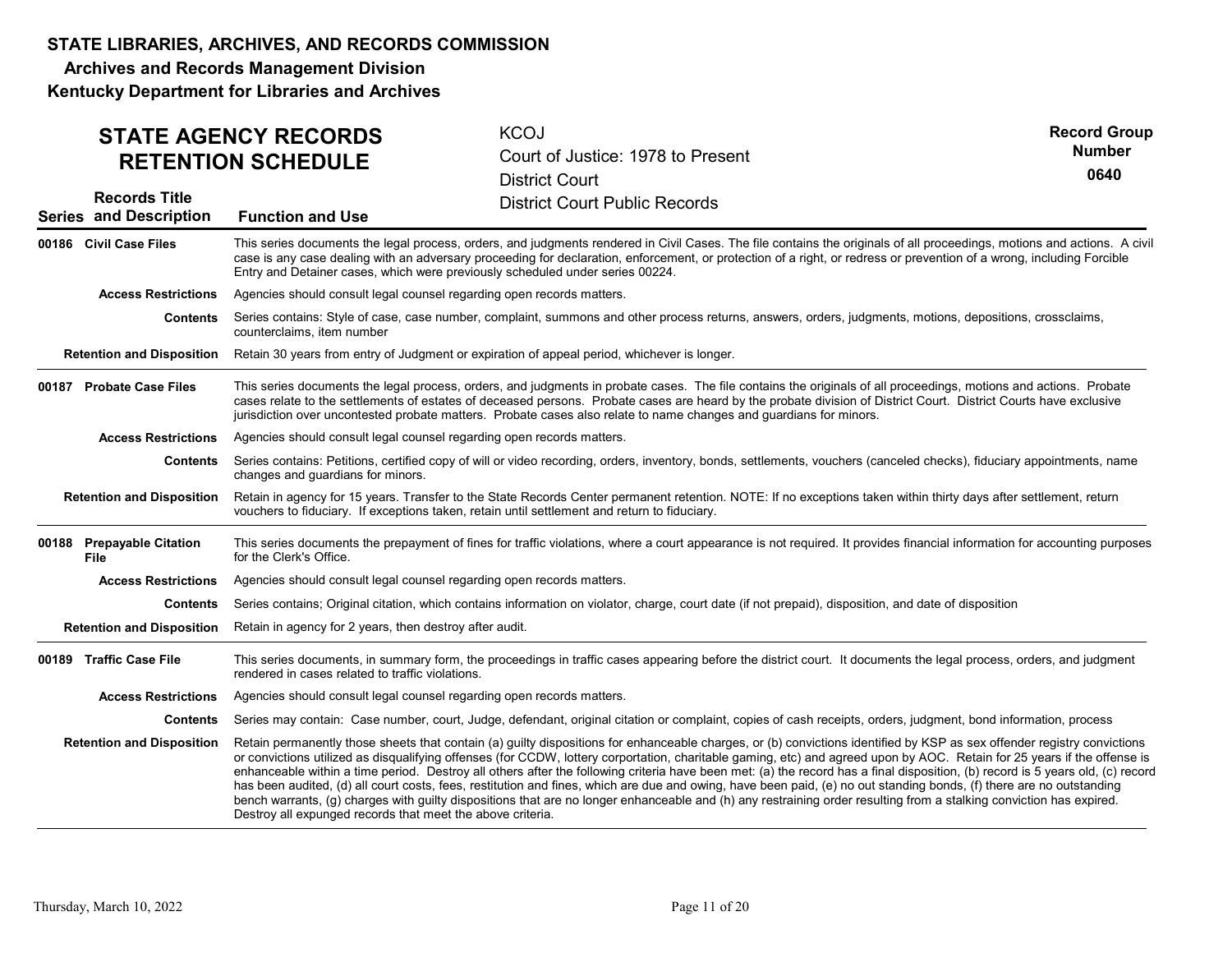# STATE LIBRARIES, ARCHIVES, AND RECORDS COMMISSION

**Archives and Records Management Division**

**Kentucky Department for Libraries and Archives**

## STATE AGENCY RECORDS RETENTION SCHEDULE

KCOJ
Court of Justice: 1978 to Present
District Court
District Court Public Records

**Record Group Number 0640**

| Series | Records Title and Description | Function and Use |
|---|---|---|
| 00186 | **Civil Case Files** | This series documents the legal process, orders, and judgments rendered in Civil Cases. The file contains the originals of all proceedings, motions and actions. A civil case is any case dealing with an adversary proceeding for declaration, enforcement, or protection of a right, or redress or prevention of a wrong, including Forcible Entry and Detainer cases, which were previously scheduled under series 00224. |
| | **Access Restrictions** | Agencies should consult legal counsel regarding open records matters. |
| | **Contents** | Series contains: Style of case, case number, complaint, summons and other process returns, answers, orders, judgments, motions, depositions, crossclaims, counterclaims, item number |
| | **Retention and Disposition** | Retain 30 years from entry of Judgment or expiration of appeal period, whichever is longer. |
| 00187 | **Probate Case Files** | This series documents the legal process, orders, and judgments in probate cases. The file contains the originals of all proceedings, motions and actions. Probate cases relate to the settlements of estates of deceased persons. Probate cases are heard by the probate division of District Court. District Courts have exclusive jurisdiction over uncontested probate matters. Probate cases also relate to name changes and guardians for minors. |
| | **Access Restrictions** | Agencies should consult legal counsel regarding open records matters. |
| | **Contents** | Series contains: Petitions, certified copy of will or video recording, orders, inventory, bonds, settlements, vouchers (canceled checks), fiduciary appointments, name changes and guardians for minors. |
| | **Retention and Disposition** | Retain in agency for 15 years. Transfer to the State Records Center permanent retention. NOTE: If no exceptions taken within thirty days after settlement, return vouchers to fiduciary. If exceptions taken, retain until settlement and return to fiduciary. |
| 00188 | **Prepayable Citation File** | This series documents the prepayment of fines for traffic violations, where a court appearance is not required. It provides financial information for accounting purposes for the Clerk's Office. |
| | **Access Restrictions** | Agencies should consult legal counsel regarding open records matters. |
| | **Contents** | Series contains; Original citation, which contains information on violator, charge, court date (if not prepaid), disposition, and date of disposition |
| | **Retention and Disposition** | Retain in agency for 2 years, then destroy after audit. |
| 00189 | **Traffic Case File** | This series documents, in summary form, the proceedings in traffic cases appearing before the district court. It documents the legal process, orders, and judgment rendered in cases related to traffic violations. |
| | **Access Restrictions** | Agencies should consult legal counsel regarding open records matters. |
| | **Contents** | Series may contain: Case number, court, Judge, defendant, original citation or complaint, copies of cash receipts, orders, judgment, bond information, process |
| | **Retention and Disposition** | Retain permanently those sheets that contain (a) guilty dispositions for enhanceable charges, or (b) convictions identified by KSP as sex offender registry convictions or convictions utilized as disqualifying offenses (for CCDW, lottery corportation, charitable gaming, etc) and agreed upon by AOC. Retain for 25 years if the offense is enhanceable within a time period. Destroy all others after the following criteria have been met: (a) the record has a final disposition, (b) record is 5 years old, (c) record has been audited, (d) all court costs, fees, restitution and fines, which are due and owing, have been paid, (e) no out standing bonds, (f) there are no outstanding bench warrants, (g) charges with guilty dispositions that are no longer enhanceable and (h) any restraining order resulting from a stalking conviction has expired. Destroy all expunged records that meet the above criteria. |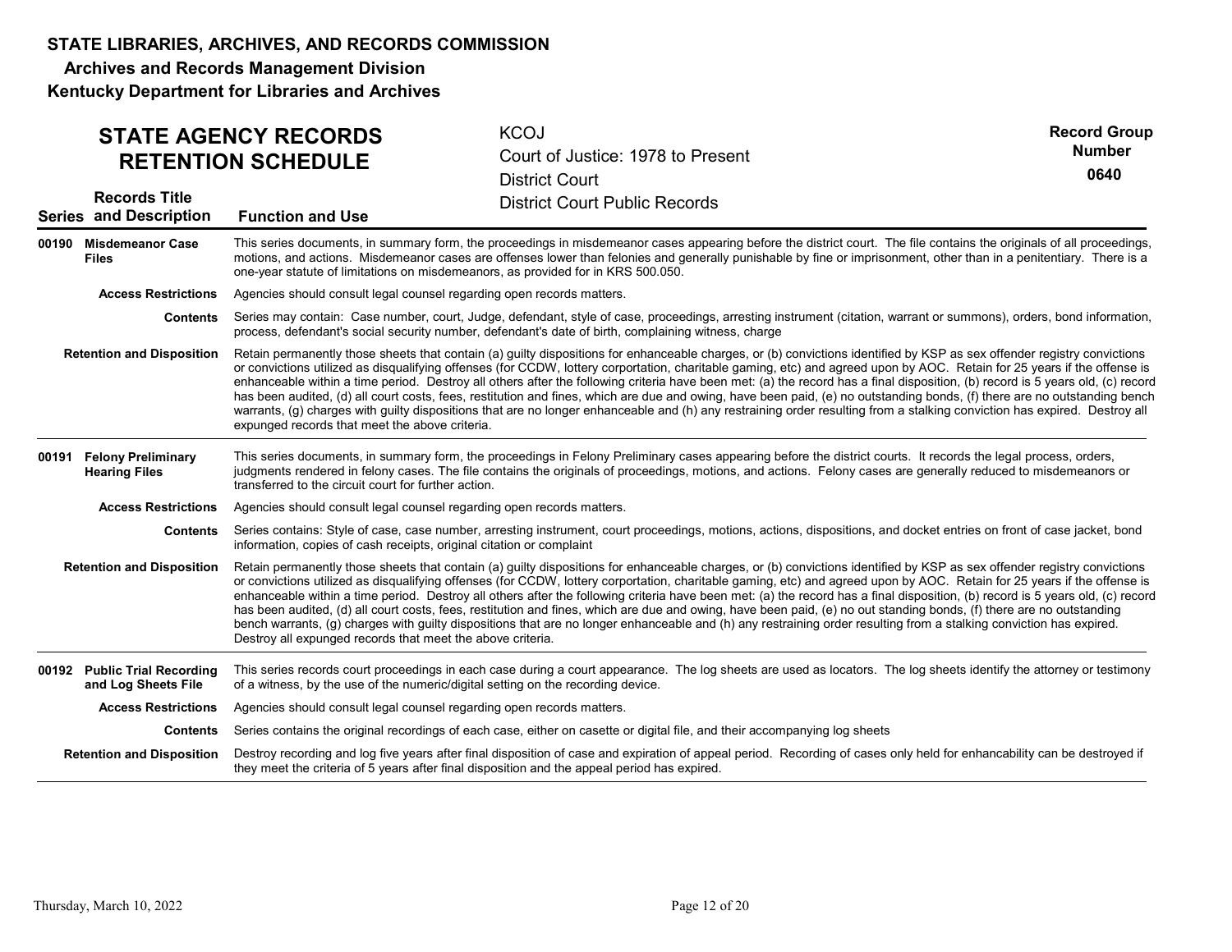**STATE LIBRARIES, ARCHIVES, AND RECORDS COMMISSION**

**Archives and Records Management Division**

**Kentucky Department for Libraries and Archives**

## STATE AGENCY RECORDS RETENTION SCHEDULE

KCOJ
Court of Justice: 1978 to Present
District Court
District Court Public Records

**Record Group Number 0640**

| Series | Records Title and Description | Function and Use |
|---|---|---|
| **00190** | **Misdemeanor Case Files** | This series documents, in summary form, the proceedings in misdemeanor cases appearing before the district court. The file contains the originals of all proceedings, motions, and actions. Misdemeanor cases are offenses lower than felonies and generally punishable by fine or imprisonment, other than in a penitentiary. There is a one-year statute of limitations on misdemeanors, as provided for in KRS 500.050. |
| | **Access Restrictions** | Agencies should consult legal counsel regarding open records matters. |
| | **Contents** | Series may contain: Case number, court, Judge, defendant, style of case, proceedings, arresting instrument (citation, warrant or summons), orders, bond information, process, defendant's social security number, defendant's date of birth, complaining witness, charge |
| | **Retention and Disposition** | Retain permanently those sheets that contain (a) guilty dispositions for enhanceable charges, or (b) convictions identified by KSP as sex offender registry convictions or convictions utilized as disqualifying offenses (for CCDW, lottery corportation, charitable gaming, etc) and agreed upon by AOC. Retain for 25 years if the offense is enhanceable within a time period. Destroy all others after the following criteria have been met: (a) the record has a final disposition, (b) record is 5 years old, (c) record has been audited, (d) all court costs, fees, restitution and fines, which are due and owing, have been paid, (e) no outstanding bonds, (f) there are no outstanding bench warrants, (g) charges with guilty dispositions that are no longer enhanceable and (h) any restraining order resulting from a stalking conviction has expired. Destroy all expunged records that meet the above criteria. |
| **00191** | **Felony Preliminary Hearing Files** | This series documents, in summary form, the proceedings in Felony Preliminary cases appearing before the district courts. It records the legal process, orders, judgments rendered in felony cases. The file contains the originals of proceedings, motions, and actions. Felony cases are generally reduced to misdemeanors or transferred to the circuit court for further action. |
| | **Access Restrictions** | Agencies should consult legal counsel regarding open records matters. |
| | **Contents** | Series contains: Style of case, case number, arresting instrument, court proceedings, motions, actions, dispositions, and docket entries on front of case jacket, bond information, copies of cash receipts, original citation or complaint |
| | **Retention and Disposition** | Retain permanently those sheets that contain (a) guilty dispositions for enhanceable charges, or (b) convictions identified by KSP as sex offender registry convictions or convictions utilized as disqualifying offenses (for CCDW, lottery corportation, charitable gaming, etc) and agreed upon by AOC. Retain for 25 years if the offense is enhanceable within a time period. Destroy all others after the following criteria have been met: (a) the record has a final disposition, (b) record is 5 years old, (c) record has been audited, (d) all court costs, fees, restitution and fines, which are due and owing, have been paid, (e) no out standing bonds, (f) there are no outstanding bench warrants, (g) charges with guilty dispositions that are no longer enhanceable and (h) any restraining order resulting from a stalking conviction has expired. Destroy all expunged records that meet the above criteria. |
| **00192** | **Public Trial Recording and Log Sheets File** | This series records court proceedings in each case during a court appearance. The log sheets are used as locators. The log sheets identify the attorney or testimony of a witness, by the use of the numeric/digital setting on the recording device. |
| | **Access Restrictions** | Agencies should consult legal counsel regarding open records matters. |
| | **Contents** | Series contains the original recordings of each case, either on casette or digital file, and their accompanying log sheets |
| | **Retention and Disposition** | Destroy recording and log five years after final disposition of case and expiration of appeal period. Recording of cases only held for enhancability can be destroyed if they meet the criteria of 5 years after final disposition and the appeal period has expired. |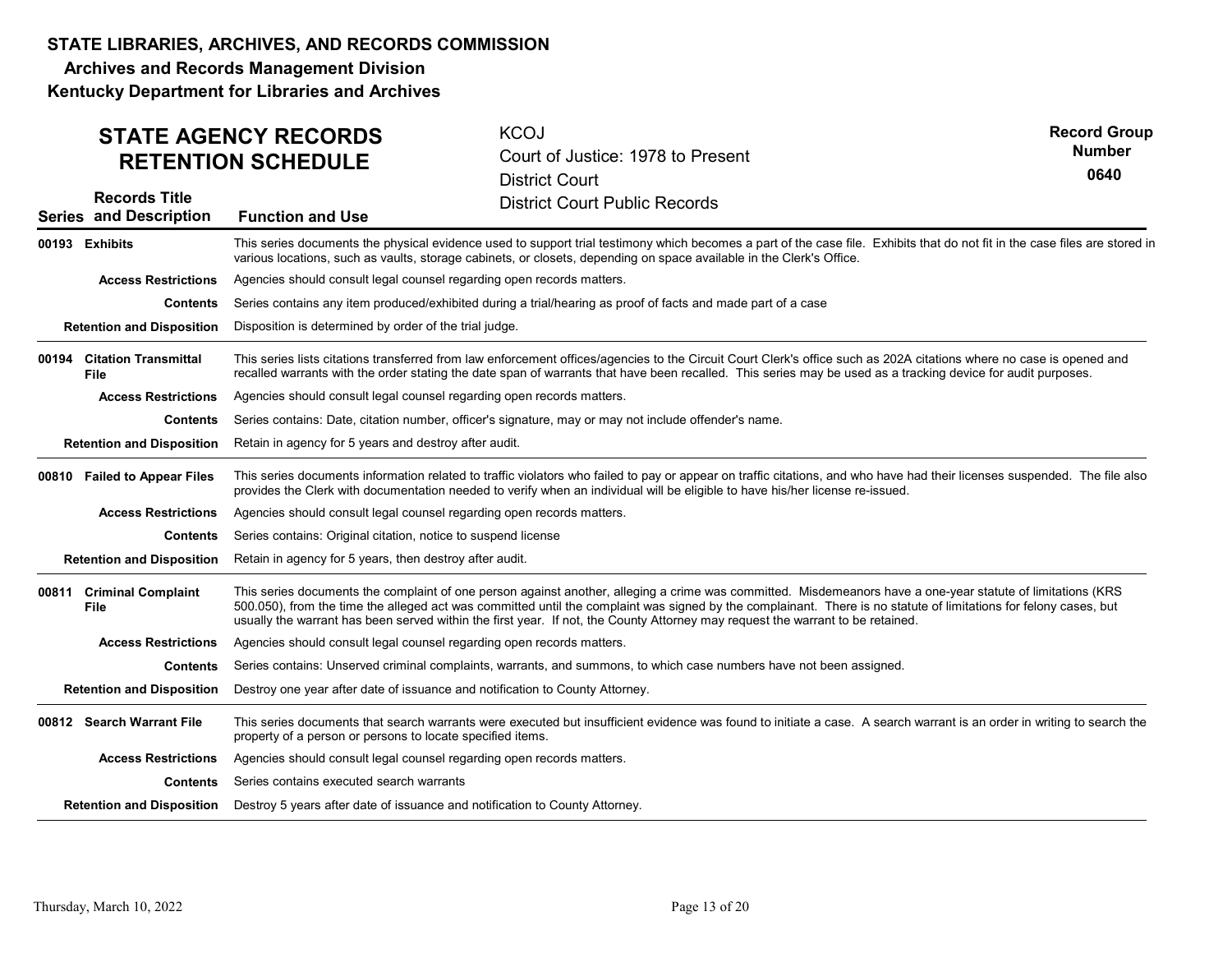# STATE LIBRARIES, ARCHIVES, AND RECORDS COMMISSION

**Archives and Records Management Division**

**Kentucky Department for Libraries and Archives**

## STATE AGENCY RECORDS RETENTION SCHEDULE

KCOJ
Court of Justice: 1978 to Present
District Court
District Court Public Records

**Record Group Number**
**0640**

| Series | Records Title and Description | Function and Use |
|---|---|---|
| 00193 | **Exhibits** | This series documents the physical evidence used to support trial testimony which becomes a part of the case file. Exhibits that do not fit in the case files are stored in various locations, such as vaults, storage cabinets, or closets, depending on space available in the Clerk's Office. |
| | **Access Restrictions** | Agencies should consult legal counsel regarding open records matters. |
| | **Contents** | Series contains any item produced/exhibited during a trial/hearing as proof of facts and made part of a case |
| | **Retention and Disposition** | Disposition is determined by order of the trial judge. |
| 00194 | **Citation Transmittal File** | This series lists citations transferred from law enforcement offices/agencies to the Circuit Court Clerk's office such as 202A citations where no case is opened and recalled warrants with the order stating the date span of warrants that have been recalled. This series may be used as a tracking device for audit purposes. |
| | **Access Restrictions** | Agencies should consult legal counsel regarding open records matters. |
| | **Contents** | Series contains: Date, citation number, officer's signature, may or may not include offender's name. |
| | **Retention and Disposition** | Retain in agency for 5 years and destroy after audit. |
| 00810 | **Failed to Appear Files** | This series documents information related to traffic violators who failed to pay or appear on traffic citations, and who have had their licenses suspended. The file also provides the Clerk with documentation needed to verify when an individual will be eligible to have his/her license re-issued. |
| | **Access Restrictions** | Agencies should consult legal counsel regarding open records matters. |
| | **Contents** | Series contains: Original citation, notice to suspend license |
| | **Retention and Disposition** | Retain in agency for 5 years, then destroy after audit. |
| 00811 | **Criminal Complaint File** | This series documents the complaint of one person against another, alleging a crime was committed. Misdemeanors have a one-year statute of limitations (KRS 500.050), from the time the alleged act was committed until the complaint was signed by the complainant. There is no statute of limitations for felony cases, but usually the warrant has been served within the first year. If not, the County Attorney may request the warrant to be retained. |
| | **Access Restrictions** | Agencies should consult legal counsel regarding open records matters. |
| | **Contents** | Series contains: Unserved criminal complaints, warrants, and summons, to which case numbers have not been assigned. |
| | **Retention and Disposition** | Destroy one year after date of issuance and notification to County Attorney. |
| 00812 | **Search Warrant File** | This series documents that search warrants were executed but insufficient evidence was found to initiate a case. A search warrant is an order in writing to search the property of a person or persons to locate specified items. |
| | **Access Restrictions** | Agencies should consult legal counsel regarding open records matters. |
| | **Contents** | Series contains executed search warrants |
| | **Retention and Disposition** | Destroy 5 years after date of issuance and notification to County Attorney. |

Thursday, March 10, 2022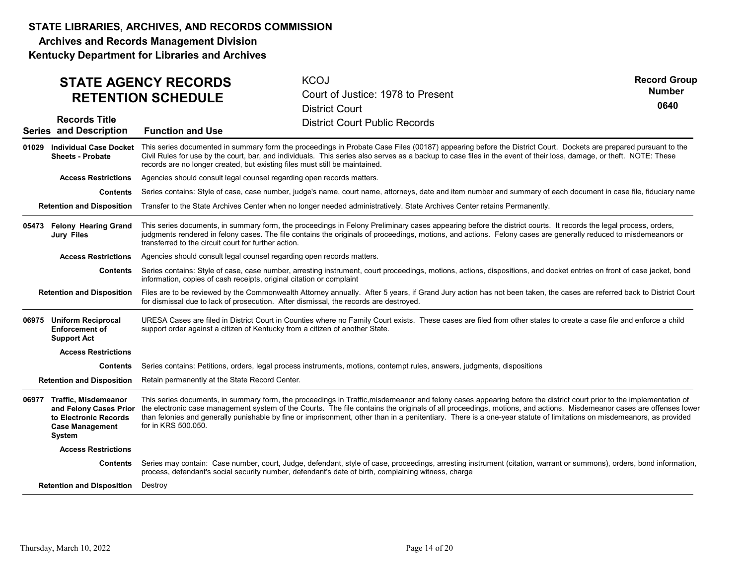# STATE LIBRARIES, ARCHIVES, AND RECORDS COMMISSION

**Archives and Records Management Division**

**Kentucky Department for Libraries and Archives**

## STATE AGENCY RECORDS RETENTION SCHEDULE

KCOJ
Court of Justice: 1978 to Present
District Court
District Court Public Records

**Record Group Number 0640**

| Series | Records Title and Description | Function and Use |
|---|---|---|
| 01029 | **Individual Case Docket Sheets - Probate** | This series documented in summary form the proceedings in Probate Case Files (00187) appearing before the District Court. Dockets are prepared pursuant to the Civil Rules for use by the court, bar, and individuals. This series also serves as a backup to case files in the event of their loss, damage, or theft. NOTE: These records are no longer created, but existing files must still be maintained. |
| | **Access Restrictions** | Agencies should consult legal counsel regarding open records matters. |
| | **Contents** | Series contains: Style of case, case number, judge's name, court name, attorneys, date and item number and summary of each document in case file, fiduciary name |
| | **Retention and Disposition** | Transfer to the State Archives Center when no longer needed administratively. State Archives Center retains Permanently. |
| 05473 | **Felony Hearing Grand Jury Files** | This series documents, in summary form, the proceedings in Felony Preliminary cases appearing before the district courts. It records the legal process, orders, judgments rendered in felony cases. The file contains the originals of proceedings, motions, and actions. Felony cases are generally reduced to misdemeanors or transferred to the circuit court for further action. |
| | **Access Restrictions** | Agencies should consult legal counsel regarding open records matters. |
| | **Contents** | Series contains: Style of case, case number, arresting instrument, court proceedings, motions, actions, dispositions, and docket entries on front of case jacket, bond information, copies of cash receipts, original citation or complaint |
| | **Retention and Disposition** | Files are to be reviewed by the Commonwealth Attorney annually. After 5 years, if Grand Jury action has not been taken, the cases are referred back to District Court for dismissal due to lack of prosecution. After dismissal, the records are destroyed. |
| 06975 | **Uniform Reciprocal Enforcement of Support Act** | URESA Cases are filed in District Court in Counties where no Family Court exists. These cases are filed from other states to create a case file and enforce a child support order against a citizen of Kentucky from a citizen of another State. |
| | **Access Restrictions** | |
| | **Contents** | Series contains: Petitions, orders, legal process instruments, motions, contempt rules, answers, judgments, dispositions |
| | **Retention and Disposition** | Retain permanently at the State Record Center. |
| 06977 | **Traffic, Misdemeanor and Felony Cases Prior to Electronic Records Case Management System** | This series documents, in summary form, the proceedings in Traffic,misdemeanor and felony cases appearing before the district court prior to the implementation of the electronic case management system of the Courts. The file contains the originals of all proceedings, motions, and actions. Misdemeanor cases are offenses lower than felonies and generally punishable by fine or imprisonment, other than in a penitentiary. There is a one-year statute of limitations on misdemeanors, as provided for in KRS 500.050. |
| | **Access Restrictions** | |
| | **Contents** | Series may contain: Case number, court, Judge, defendant, style of case, proceedings, arresting instrument (citation, warrant or summons), orders, bond information, process, defendant's social security number, defendant's date of birth, complaining witness, charge |
| | **Retention and Disposition** | Destroy |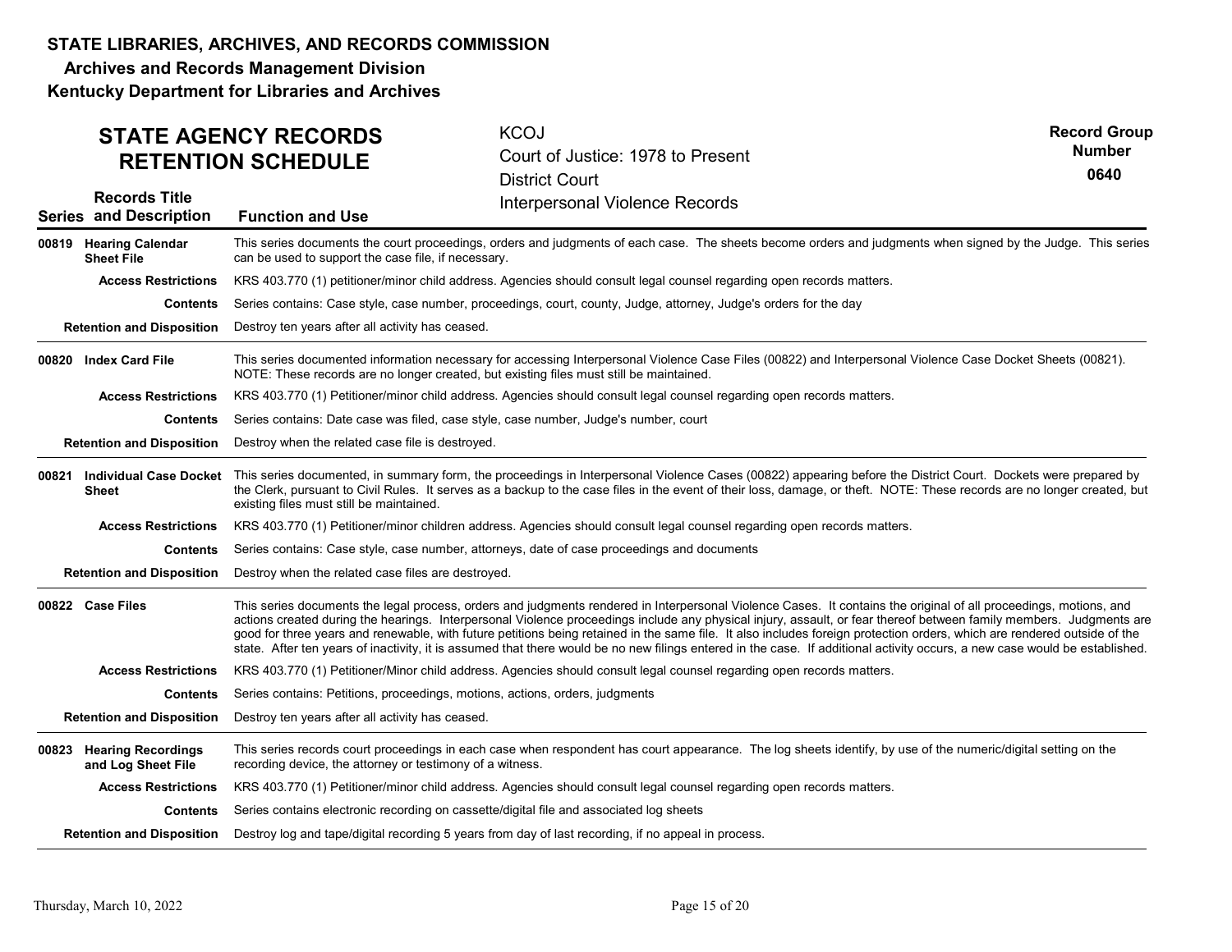**STATE LIBRARIES, ARCHIVES, AND RECORDS COMMISSION**
**Archives and Records Management Division**
**Kentucky Department for Libraries and Archives**

## STATE AGENCY RECORDS RETENTION SCHEDULE

KCOJ
Court of Justice: 1978 to Present
District Court
Interpersonal Violence Records

**Record Group Number**
**0640**

| Series | Records Title and Description | Function and Use |
|---|---|---|
| **00819** | **Hearing Calendar Sheet File** | This series documents the court proceedings, orders and judgments of each case. The sheets become orders and judgments when signed by the Judge. This series can be used to support the case file, if necessary. |
| | **Access Restrictions** | KRS 403.770 (1) petitioner/minor child address. Agencies should consult legal counsel regarding open records matters. |
| | **Contents** | Series contains: Case style, case number, proceedings, court, county, Judge, attorney, Judge's orders for the day |
| | **Retention and Disposition** | Destroy ten years after all activity has ceased. |
| **00820** | **Index Card File** | This series documented information necessary for accessing Interpersonal Violence Case Files (00822) and Interpersonal Violence Case Docket Sheets (00821). NOTE: These records are no longer created, but existing files must still be maintained. |
| | **Access Restrictions** | KRS 403.770 (1) Petitioner/minor child address. Agencies should consult legal counsel regarding open records matters. |
| | **Contents** | Series contains: Date case was filed, case style, case number, Judge's number, court |
| | **Retention and Disposition** | Destroy when the related case file is destroyed. |
| **00821** | **Individual Case Docket Sheet** | This series documented, in summary form, the proceedings in Interpersonal Violence Cases (00822) appearing before the District Court. Dockets were prepared by the Clerk, pursuant to Civil Rules. It serves as a backup to the case files in the event of their loss, damage, or theft. NOTE: These records are no longer created, but existing files must still be maintained. |
| | **Access Restrictions** | KRS 403.770 (1) Petitioner/minor children address. Agencies should consult legal counsel regarding open records matters. |
| | **Contents** | Series contains: Case style, case number, attorneys, date of case proceedings and documents |
| | **Retention and Disposition** | Destroy when the related case files are destroyed. |
| **00822** | **Case Files** | This series documents the legal process, orders and judgments rendered in Interpersonal Violence Cases. It contains the original of all proceedings, motions, and actions created during the hearings. Interpersonal Violence proceedings include any physical injury, assault, or fear thereof between family members. Judgments are good for three years and renewable, with future petitions being retained in the same file. It also includes foreign protection orders, which are rendered outside of the state. After ten years of inactivity, it is assumed that there would be no new filings entered in the case. If additional activity occurs, a new case would be established. |
| | **Access Restrictions** | KRS 403.770 (1) Petitioner/Minor child address. Agencies should consult legal counsel regarding open records matters. |
| | **Contents** | Series contains: Petitions, proceedings, motions, actions, orders, judgments |
| | **Retention and Disposition** | Destroy ten years after all activity has ceased. |
| **00823** | **Hearing Recordings and Log Sheet File** | This series records court proceedings in each case when respondent has court appearance. The log sheets identify, by use of the numeric/digital setting on the recording device, the attorney or testimony of a witness. |
| | **Access Restrictions** | KRS 403.770 (1) Petitioner/minor child address. Agencies should consult legal counsel regarding open records matters. |
| | **Contents** | Series contains electronic recording on cassette/digital file and associated log sheets |
| | **Retention and Disposition** | Destroy log and tape/digital recording 5 years from day of last recording, if no appeal in process. |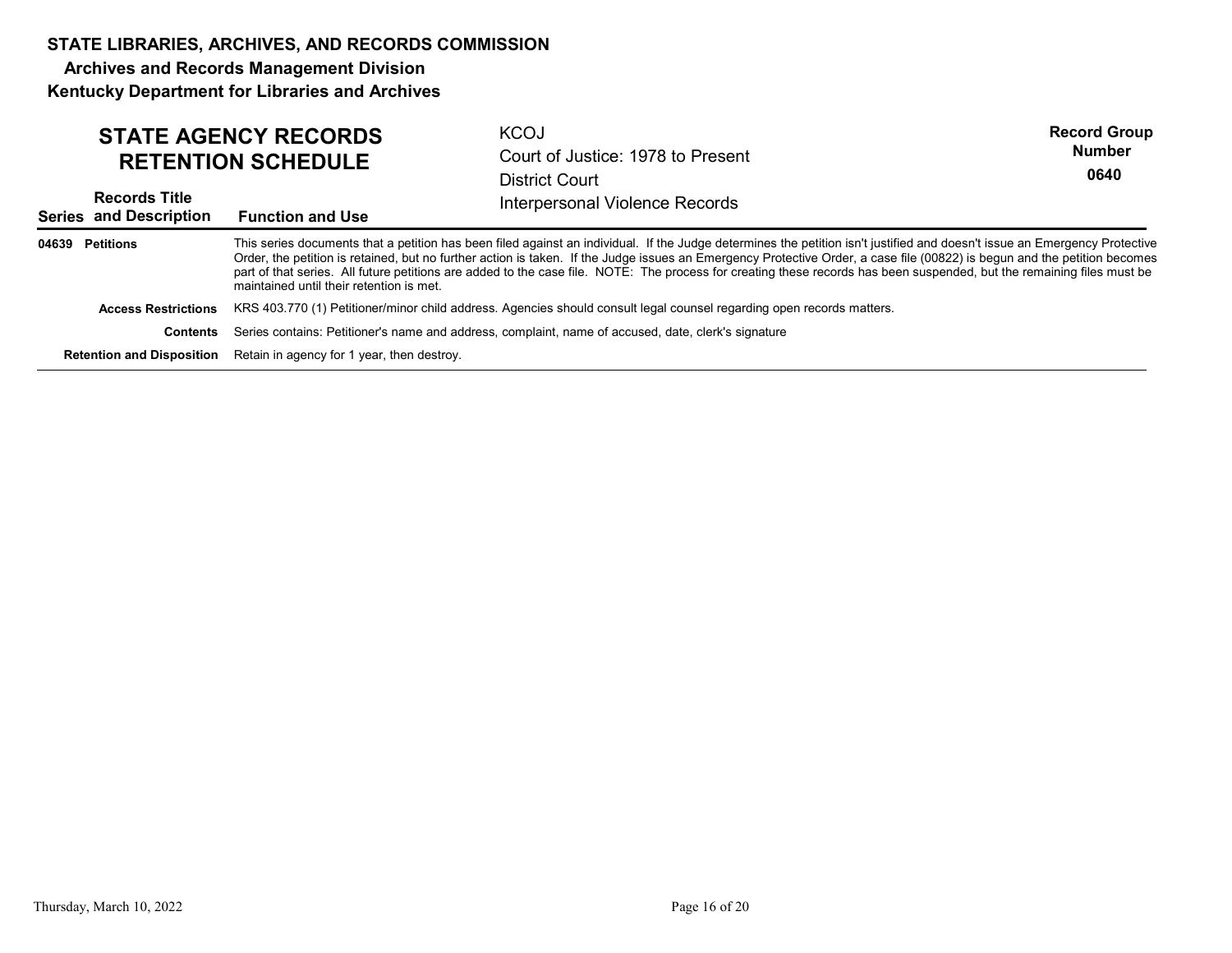**STATE LIBRARIES, ARCHIVES, AND RECORDS COMMISSION**
**Archives and Records Management Division**
**Kentucky Department for Libraries and Archives**

## STATE AGENCY RECORDS RETENTION SCHEDULE

KCOJ
Court of Justice: 1978 to Present
District Court
Interpersonal Violence Records

**Record Group Number**
**0640**

| Series | Records Title and Description | Function and Use |
|---|---|---|
| **04639** | **Petitions** | This series documents that a petition has been filed against an individual. If the Judge determines the petition isn't justified and doesn't issue an Emergency Protective Order, the petition is retained, but no further action is taken. If the Judge issues an Emergency Protective Order, a case file (00822) is begun and the petition becomes part of that series. All future petitions are added to the case file. NOTE: The process for creating these records has been suspended, but the remaining files must be maintained until their retention is met. |
| | **Access Restrictions** | KRS 403.770 (1) Petitioner/minor child address. Agencies should consult legal counsel regarding open records matters. |
| | **Contents** | Series contains: Petitioner's name and address, complaint, name of accused, date, clerk's signature |
| | **Retention and Disposition** | Retain in agency for 1 year, then destroy. |

Thursday, March 10, 2022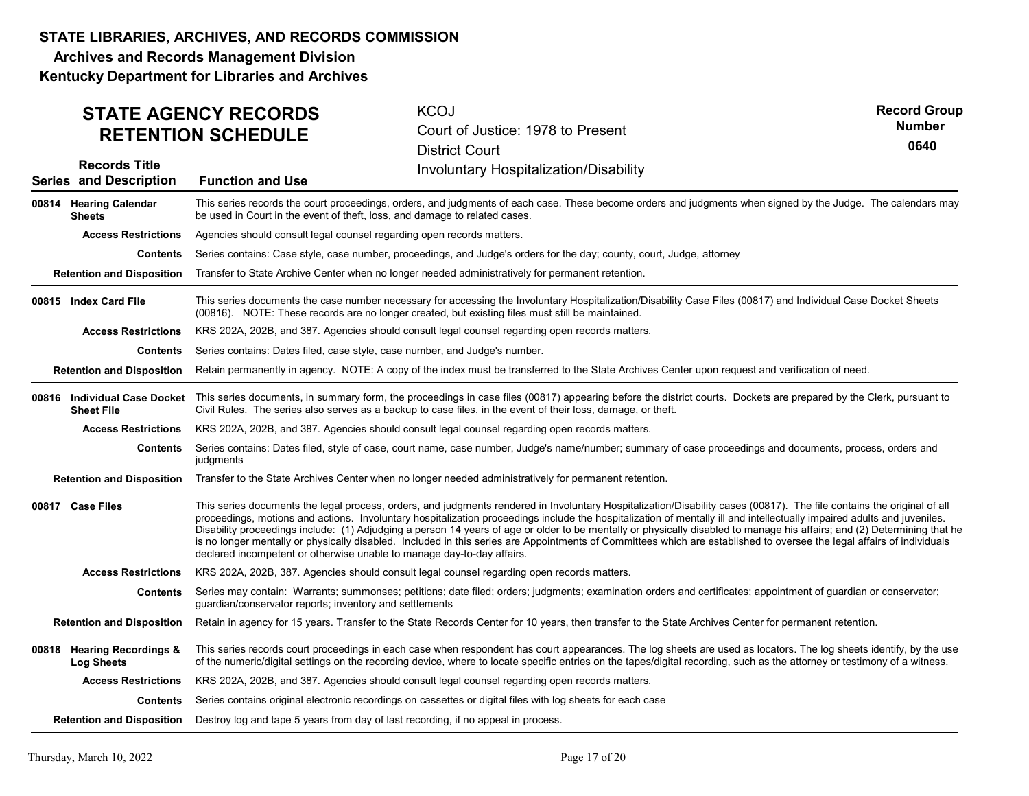**STATE LIBRARIES, ARCHIVES, AND RECORDS COMMISSION**
**Archives and Records Management Division**
**Kentucky Department for Libraries and Archives**

# STATE AGENCY RECORDS RETENTION SCHEDULE

KCOJ
Court of Justice: 1978 to Present
District Court
Involuntary Hospitalization/Disability

**Record Group Number 0640**

| Series | Records Title and Description | Function and Use |
|---|---|---|
| 00814 | **Hearing Calendar Sheets** | This series records the court proceedings, orders, and judgments of each case. These become orders and judgments when signed by the Judge. The calendars may be used in Court in the event of theft, loss, and damage to related cases. |
| | **Access Restrictions** | Agencies should consult legal counsel regarding open records matters. |
| | **Contents** | Series contains: Case style, case number, proceedings, and Judge's orders for the day; county, court, Judge, attorney |
| | **Retention and Disposition** | Transfer to State Archive Center when no longer needed administratively for permanent retention. |
| 00815 | **Index Card File** | This series documents the case number necessary for accessing the Involuntary Hospitalization/Disability Case Files (00817) and Individual Case Docket Sheets (00816). NOTE: These records are no longer created, but existing files must still be maintained. |
| | **Access Restrictions** | KRS 202A, 202B, and 387. Agencies should consult legal counsel regarding open records matters. |
| | **Contents** | Series contains: Dates filed, case style, case number, and Judge's number. |
| | **Retention and Disposition** | Retain permanently in agency. NOTE: A copy of the index must be transferred to the State Archives Center upon request and verification of need. |
| 00816 | **Individual Case Docket Sheet File** | This series documents, in summary form, the proceedings in case files (00817) appearing before the district courts. Dockets are prepared by the Clerk, pursuant to Civil Rules. The series also serves as a backup to case files, in the event of their loss, damage, or theft. |
| | **Access Restrictions** | KRS 202A, 202B, and 387. Agencies should consult legal counsel regarding open records matters. |
| | **Contents** | Series contains: Dates filed, style of case, court name, case number, Judge's name/number; summary of case proceedings and documents, process, orders and judgments |
| | **Retention and Disposition** | Transfer to the State Archives Center when no longer needed administratively for permanent retention. |
| 00817 | **Case Files** | This series documents the legal process, orders, and judgments rendered in Involuntary Hospitalization/Disability cases (00817). The file contains the original of all proceedings, motions and actions. Involuntary hospitalization proceedings include the hospitalization of mentally ill and intellectually impaired adults and juveniles. Disability proceedings include: (1) Adjudging a person 14 years of age or older to be mentally or physically disabled to manage his affairs; and (2) Determining that he is no longer mentally or physically disabled. Included in this series are Appointments of Committees which are established to oversee the legal affairs of individuals declared incompetent or otherwise unable to manage day-to-day affairs. |
| | **Access Restrictions** | KRS 202A, 202B, 387. Agencies should consult legal counsel regarding open records matters. |
| | **Contents** | Series may contain: Warrants; summonses; petitions; date filed; orders; judgments; examination orders and certificates; appointment of guardian or conservator; guardian/conservator reports; inventory and settlements |
| | **Retention and Disposition** | Retain in agency for 15 years. Transfer to the State Records Center for 10 years, then transfer to the State Archives Center for permanent retention. |
| 00818 | **Hearing Recordings & Log Sheets** | This series records court proceedings in each case when respondent has court appearances. The log sheets are used as locators. The log sheets identify, by the use of the numeric/digital settings on the recording device, where to locate specific entries on the tapes/digital recording, such as the attorney or testimony of a witness. |
| | **Access Restrictions** | KRS 202A, 202B, and 387. Agencies should consult legal counsel regarding open records matters. |
| | **Contents** | Series contains original electronic recordings on cassettes or digital files with log sheets for each case |
| | **Retention and Disposition** | Destroy log and tape 5 years from day of last recording, if no appeal in process. |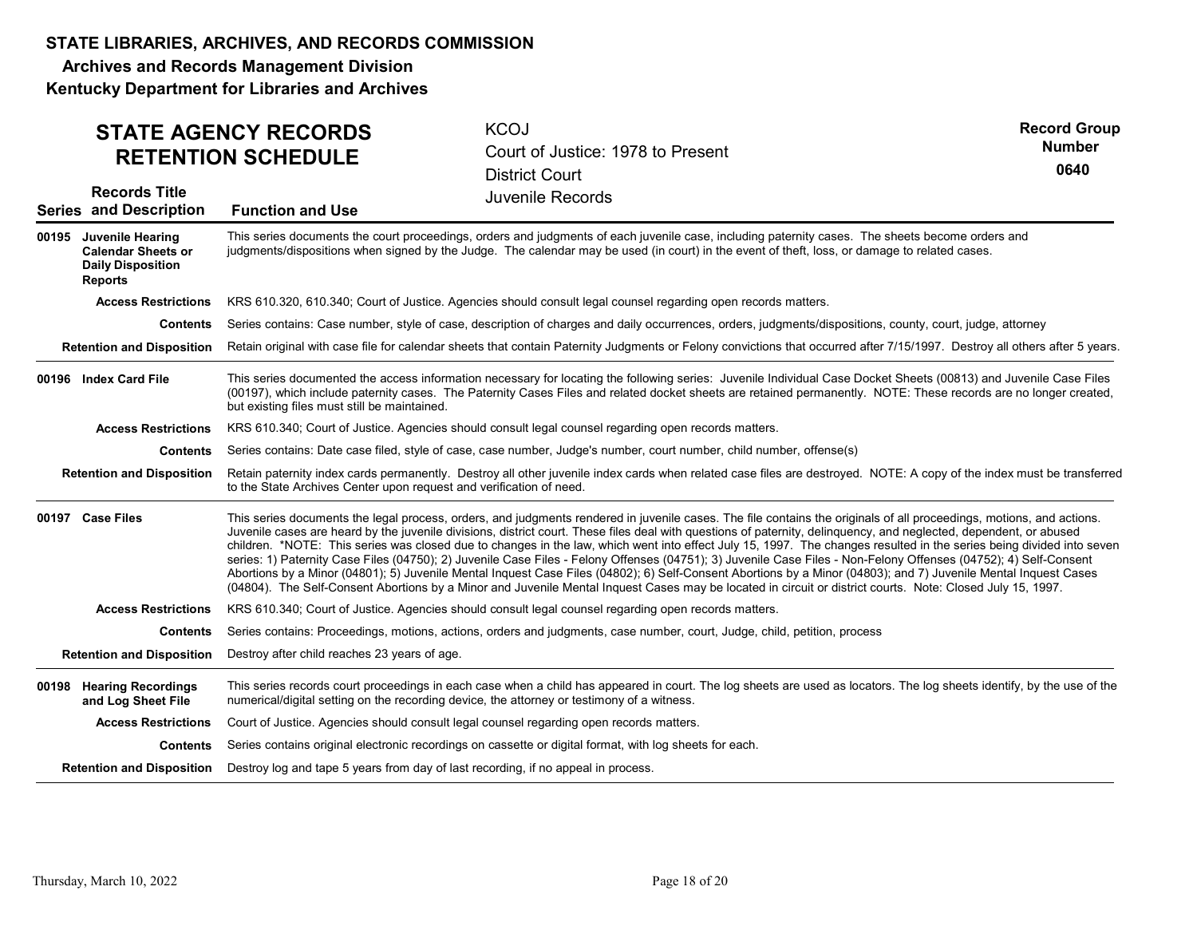**STATE LIBRARIES, ARCHIVES, AND RECORDS COMMISSION**

**Archives and Records Management Division**

**Kentucky Department for Libraries and Archives**

# STATE AGENCY RECORDS RETENTION SCHEDULE

KCOJ
Court of Justice: 1978 to Present
District Court
Juvenile Records

**Record Group Number**
**0640**

| Series | Records Title and Description | Function and Use |
|---|---|---|
| **00195** | **Juvenile Hearing Calendar Sheets or Daily Disposition Reports** | This series documents the court proceedings, orders and judgments of each juvenile case, including paternity cases. The sheets become orders and judgments/dispositions when signed by the Judge. The calendar may be used (in court) in the event of theft, loss, or damage to related cases. |
| | **Access Restrictions** | KRS 610.320, 610.340; Court of Justice. Agencies should consult legal counsel regarding open records matters. |
| | **Contents** | Series contains: Case number, style of case, description of charges and daily occurrences, orders, judgments/dispositions, county, court, judge, attorney |
| | **Retention and Disposition** | Retain original with case file for calendar sheets that contain Paternity Judgments or Felony convictions that occurred after 7/15/1997. Destroy all others after 5 years. |
| **00196** | **Index Card File** | This series documented the access information necessary for locating the following series: Juvenile Individual Case Docket Sheets (00813) and Juvenile Case Files (00197), which include paternity cases. The Paternity Cases Files and related docket sheets are retained permanently. NOTE: These records are no longer created, but existing files must still be maintained. |
| | **Access Restrictions** | KRS 610.340; Court of Justice. Agencies should consult legal counsel regarding open records matters. |
| | **Contents** | Series contains: Date case filed, style of case, case number, Judge's number, court number, child number, offense(s) |
| | **Retention and Disposition** | Retain paternity index cards permanently. Destroy all other juvenile index cards when related case files are destroyed. NOTE: A copy of the index must be transferred to the State Archives Center upon request and verification of need. |
| **00197** | **Case Files** | This series documents the legal process, orders, and judgments rendered in juvenile cases. The file contains the originals of all proceedings, motions, and actions. Juvenile cases are heard by the juvenile divisions, district court. These files deal with questions of paternity, delinquency, and neglected, dependent, or abused children. *NOTE: This series was closed due to changes in the law, which went into effect July 15, 1997. The changes resulted in the series being divided into seven series: 1) Paternity Case Files (04750); 2) Juvenile Case Files - Felony Offenses (04751); 3) Juvenile Case Files - Non-Felony Offenses (04752); 4) Self-Consent Abortions by a Minor (04801); 5) Juvenile Mental Inquest Case Files (04802); 6) Self-Consent Abortions by a Minor (04803); and 7) Juvenile Mental Inquest Cases (04804). The Self-Consent Abortions by a Minor and Juvenile Mental Inquest Cases may be located in circuit or district courts. Note: Closed July 15, 1997. |
| | **Access Restrictions** | KRS 610.340; Court of Justice. Agencies should consult legal counsel regarding open records matters. |
| | **Contents** | Series contains: Proceedings, motions, actions, orders and judgments, case number, court, Judge, child, petition, process |
| | **Retention and Disposition** | Destroy after child reaches 23 years of age. |
| **00198** | **Hearing Recordings and Log Sheet File** | This series records court proceedings in each case when a child has appeared in court. The log sheets are used as locators. The log sheets identify, by the use of the numerical/digital setting on the recording device, the attorney or testimony of a witness. |
| | **Access Restrictions** | Court of Justice. Agencies should consult legal counsel regarding open records matters. |
| | **Contents** | Series contains original electronic recordings on cassette or digital format, with log sheets for each. |
| | **Retention and Disposition** | Destroy log and tape 5 years from day of last recording, if no appeal in process. |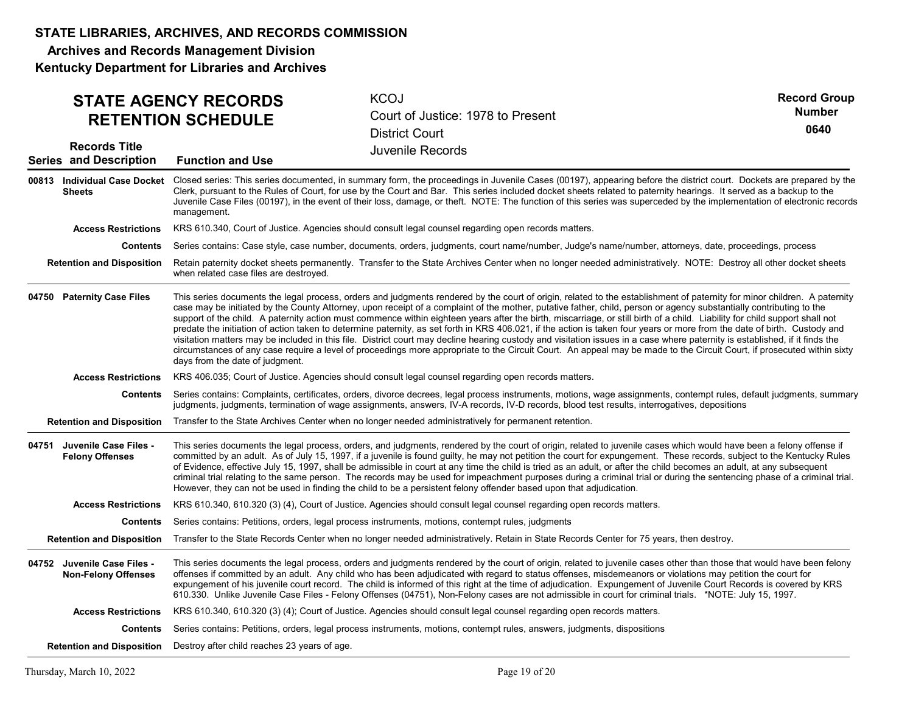**STATE LIBRARIES, ARCHIVES, AND RECORDS COMMISSION**
**Archives and Records Management Division**
**Kentucky Department for Libraries and Archives**

## STATE AGENCY RECORDS RETENTION SCHEDULE

KCOJ
Court of Justice: 1978 to Present
District Court
Juvenile Records

**Record Group Number 0640**

| Series | Records Title and Description | Function and Use |
|---|---|---|
| 00813 | **Individual Case Docket Sheets** | Closed series: This series documented, in summary form, the proceedings in Juvenile Cases (00197), appearing before the district court. Dockets are prepared by the Clerk, pursuant to the Rules of Court, for use by the Court and Bar. This series included docket sheets related to paternity hearings. It served as a backup to the Juvenile Case Files (00197), in the event of their loss, damage, or theft. NOTE: The function of this series was superceded by the implementation of electronic records management. |
| | **Access Restrictions** | KRS 610.340, Court of Justice. Agencies should consult legal counsel regarding open records matters. |
| | **Contents** | Series contains: Case style, case number, documents, orders, judgments, court name/number, Judge's name/number, attorneys, date, proceedings, process |
| | **Retention and Disposition** | Retain paternity docket sheets permanently. Transfer to the State Archives Center when no longer needed administratively. NOTE: Destroy all other docket sheets when related case files are destroyed. |
| 04750 | **Paternity Case Files** | This series documents the legal process, orders and judgments rendered by the court of origin, related to the establishment of paternity for minor children. A paternity case may be initiated by the County Attorney, upon receipt of a complaint of the mother, putative father, child, person or agency substantially contributing to the support of the child. A paternity action must commence within eighteen years after the birth, miscarriage, or still birth of a child. Liability for child support shall not predate the initiation of action taken to determine paternity, as set forth in KRS 406.021, if the action is taken four years or more from the date of birth. Custody and visitation matters may be included in this file. District court may decline hearing custody and visitation issues in a case where paternity is established, if it finds the circumstances of any case require a level of proceedings more appropriate to the Circuit Court. An appeal may be made to the Circuit Court, if prosecuted within sixty days from the date of judgment. |
| | **Access Restrictions** | KRS 406.035; Court of Justice. Agencies should consult legal counsel regarding open records matters. |
| | **Contents** | Series contains: Complaints, certificates, orders, divorce decrees, legal process instruments, motions, wage assignments, contempt rules, default judgments, summary judgments, judgments, termination of wage assignments, answers, IV-A records, IV-D records, blood test results, interrogatives, depositions |
| | **Retention and Disposition** | Transfer to the State Archives Center when no longer needed administratively for permanent retention. |
| 04751 | **Juvenile Case Files - Felony Offenses** | This series documents the legal process, orders, and judgments, rendered by the court of origin, related to juvenile cases which would have been a felony offense if committed by an adult. As of July 15, 1997, if a juvenile is found guilty, he may not petition the court for expungement. These records, subject to the Kentucky Rules of Evidence, effective July 15, 1997, shall be admissible in court at any time the child is tried as an adult, or after the child becomes an adult, at any subsequent criminal trial relating to the same person. The records may be used for impeachment purposes during a criminal trial or during the sentencing phase of a criminal trial. However, they can not be used in finding the child to be a persistent felony offender based upon that adjudication. |
| | **Access Restrictions** | KRS 610.340, 610.320 (3) (4), Court of Justice. Agencies should consult legal counsel regarding open records matters. |
| | **Contents** | Series contains: Petitions, orders, legal process instruments, motions, contempt rules, judgments |
| | **Retention and Disposition** | Transfer to the State Records Center when no longer needed administratively. Retain in State Records Center for 75 years, then destroy. |
| 04752 | **Juvenile Case Files - Non-Felony Offenses** | This series documents the legal process, orders and judgments rendered by the court of origin, related to juvenile cases other than those that would have been felony offenses if committed by an adult. Any child who has been adjudicated with regard to status offenses, misdemeanors or violations may petition the court for expungement of his juvenile court record. The child is informed of this right at the time of adjudication. Expungement of Juvenile Court Records is covered by KRS 610.330. Unlike Juvenile Case Files - Felony Offenses (04751), Non-Felony cases are not admissible in court for criminal trials. *NOTE: July 15, 1997. |
| | **Access Restrictions** | KRS 610.340, 610.320 (3) (4); Court of Justice. Agencies should consult legal counsel regarding open records matters. |
| | **Contents** | Series contains: Petitions, orders, legal process instruments, motions, contempt rules, answers, judgments, dispositions |
| | **Retention and Disposition** | Destroy after child reaches 23 years of age. |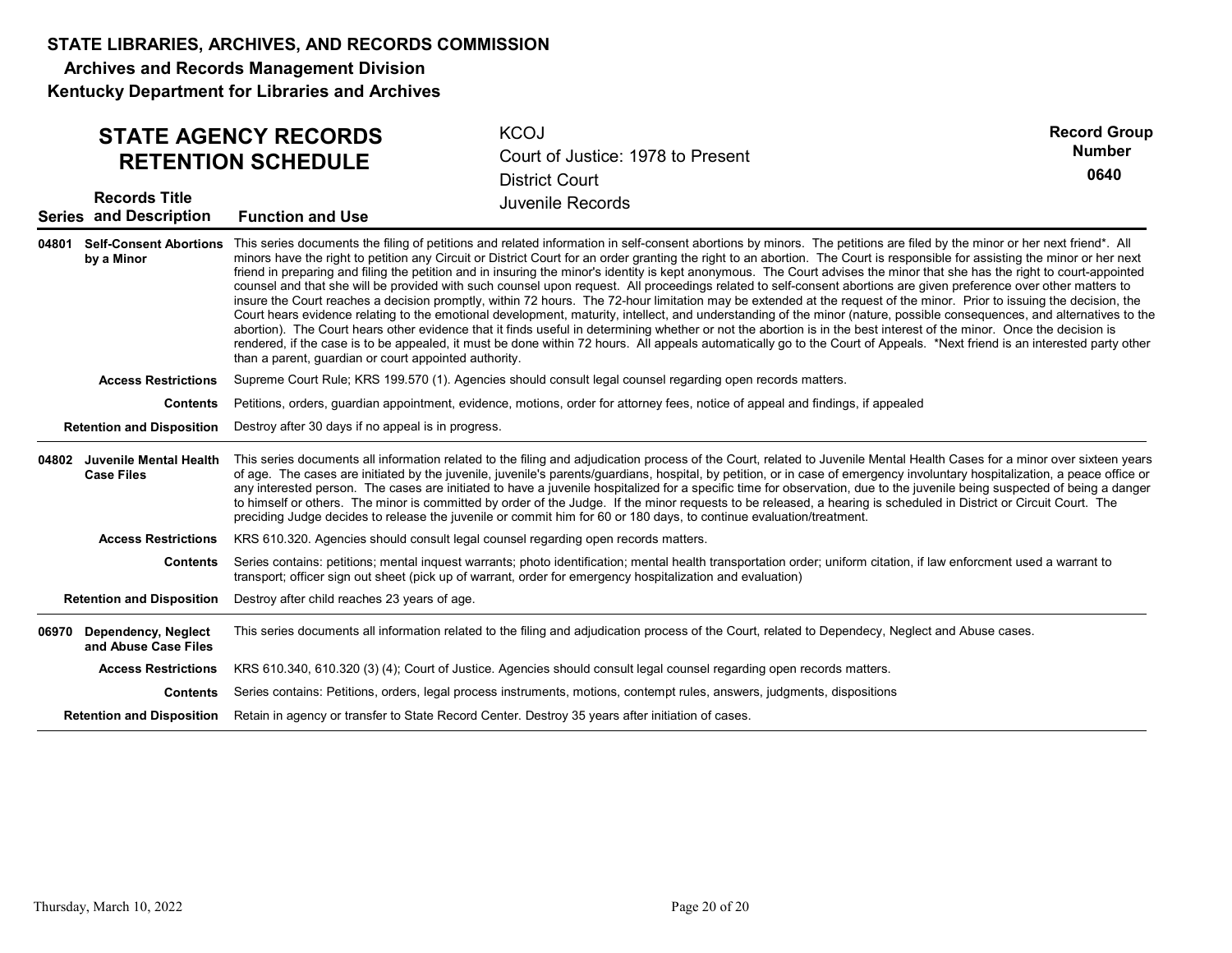**STATE LIBRARIES, ARCHIVES, AND RECORDS COMMISSION**

**Archives and Records Management Division**

**Kentucky Department for Libraries and Archives**

# STATE AGENCY RECORDS RETENTION SCHEDULE

KCOJ
Court of Justice: 1978 to Present
District Court
Juvenile Records

**Record Group Number**
**0640**

| Series | Records Title and Description | Function and Use |
|---|---|---|
| **04801** | **Self-Consent Abortions by a Minor** | This series documents the filing of petitions and related information in self-consent abortions by minors. The petitions are filed by the minor or her next friend*. All minors have the right to petition any Circuit or District Court for an order granting the right to an abortion. The Court is responsible for assisting the minor or her next friend in preparing and filing the petition and in insuring the minor's identity is kept anonymous. The Court advises the minor that she has the right to court-appointed counsel and that she will be provided with such counsel upon request. All proceedings related to self-consent abortions are given preference over other matters to insure the Court reaches a decision promptly, within 72 hours. The 72-hour limitation may be extended at the request of the minor. Prior to issuing the decision, the Court hears evidence relating to the emotional development, maturity, intellect, and understanding of the minor (nature, possible consequences, and alternatives to the abortion). The Court hears other evidence that it finds useful in determining whether or not the abortion is in the best interest of the minor. Once the decision is rendered, if the case is to be appealed, it must be done within 72 hours. All appeals automatically go to the Court of Appeals. *Next friend is an interested party other than a parent, guardian or court appointed authority. |
| | **Access Restrictions** | Supreme Court Rule; KRS 199.570 (1). Agencies should consult legal counsel regarding open records matters. |
| | **Contents** | Petitions, orders, guardian appointment, evidence, motions, order for attorney fees, notice of appeal and findings, if appealed |
| | **Retention and Disposition** | Destroy after 30 days if no appeal is in progress. |
| **04802** | **Juvenile Mental Health Case Files** | This series documents all information related to the filing and adjudication process of the Court, related to Juvenile Mental Health Cases for a minor over sixteen years of age. The cases are initiated by the juvenile, juvenile's parents/guardians, hospital, by petition, or in case of emergency involuntary hospitalization, a peace office or any interested person. The cases are initiated to have a juvenile hospitalized for a specific time for observation, due to the juvenile being suspected of being a danger to himself or others. The minor is committed by order of the Judge. If the minor requests to be released, a hearing is scheduled in District or Circuit Court. The preciding Judge decides to release the juvenile or commit him for 60 or 180 days, to continue evaluation/treatment. |
| | **Access Restrictions** | KRS 610.320. Agencies should consult legal counsel regarding open records matters. |
| | **Contents** | Series contains: petitions; mental inquest warrants; photo identification; mental health transportation order; uniform citation, if law enforcment used a warrant to transport; officer sign out sheet (pick up of warrant, order for emergency hospitalization and evaluation) |
| | **Retention and Disposition** | Destroy after child reaches 23 years of age. |
| **06970** | **Dependency, Neglect and Abuse Case Files** | This series documents all information related to the filing and adjudication process of the Court, related to Dependecy, Neglect and Abuse cases. |
| | **Access Restrictions** | KRS 610.340, 610.320 (3) (4); Court of Justice. Agencies should consult legal counsel regarding open records matters. |
| | **Contents** | Series contains: Petitions, orders, legal process instruments, motions, contempt rules, answers, judgments, dispositions |
| | **Retention and Disposition** | Retain in agency or transfer to State Record Center. Destroy 35 years after initiation of cases. |